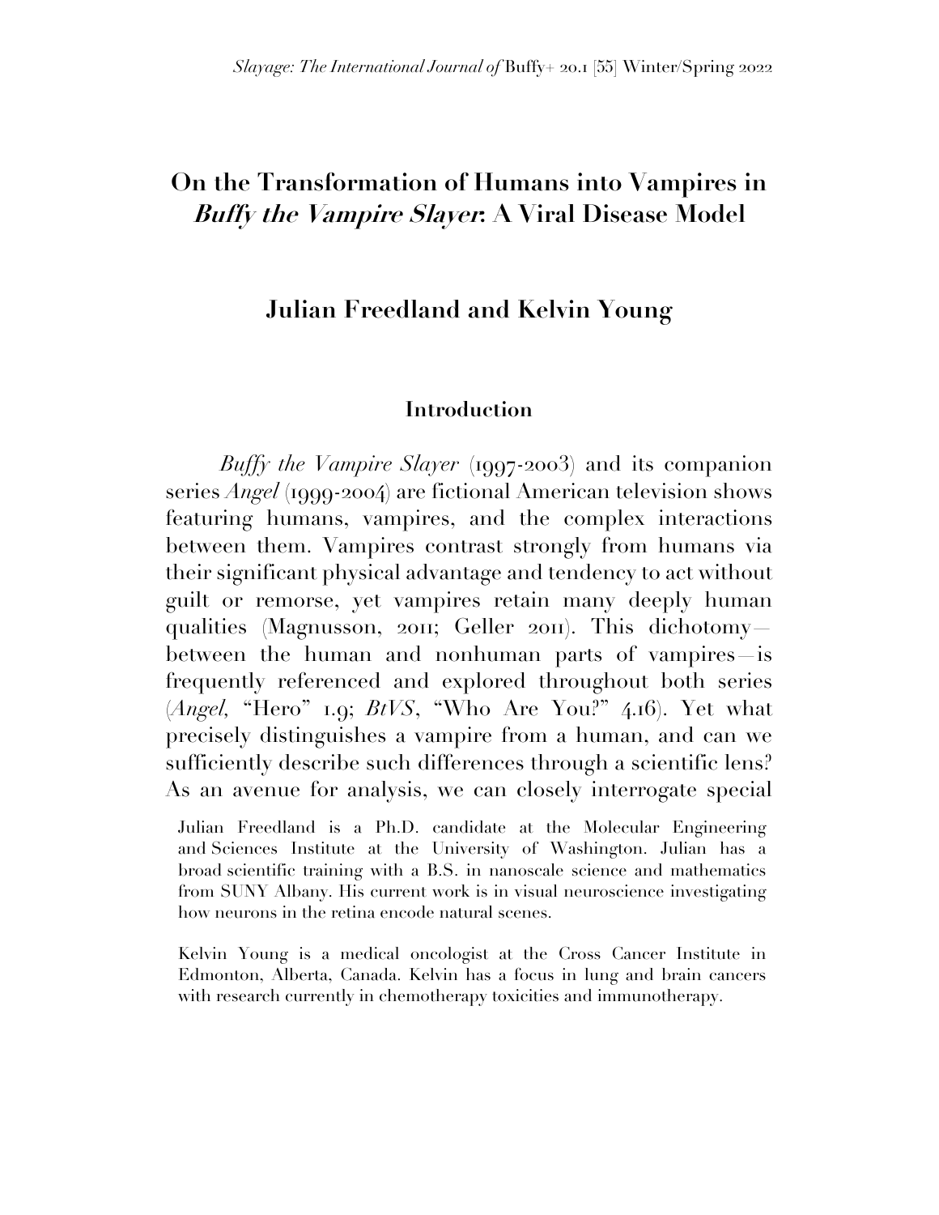# On the Transformation of Humans into Vampires in *Buffy the Vampire Slayer*: A Viral Disease Model

## Julian Freedland and Kelvin Young

### Introduction

*Buffy the Vampire Slayer* (1997-2003) and its companion series *Angel* (1999-2004) are fictional American television shows featuring humans, vampires, and the complex interactions between them. Vampires contrast strongly from humans via their significant physical advantage and tendency to act without guilt or remorse, yet vampires retain many deeply human qualities (Magnusson, 2011; Geller 2011). This dichotomy—between the human and nonhuman parts of vampires—is frequently referenced and explored throughout both series (*Angel*, "Hero" 1.9; *BtVS*, "Who Are You?" 4.16). Yet what precisely distinguishes a vampire from a human, and can we sufficiently describe such differences through a scientific lens? As an avenue for analysis, we can closely interrogate special

Julian Freedland is a Ph.D. candidate at the Molecular Engineering and Sciences Institute at the University of Washington. Julian has a broad scientific training with a B.S. in nanoscale science and mathematics from SUNY Albany. His current work is in visual neuroscience investigating how neurons in the retina encode natural scenes.

Kelvin Young is a medical oncologist at the Cross Cancer Institute in Edmonton, Alberta, Canada. Kelvin has a focus in lung and brain cancers with research currently in chemotherapy toxicities and immunotherapy.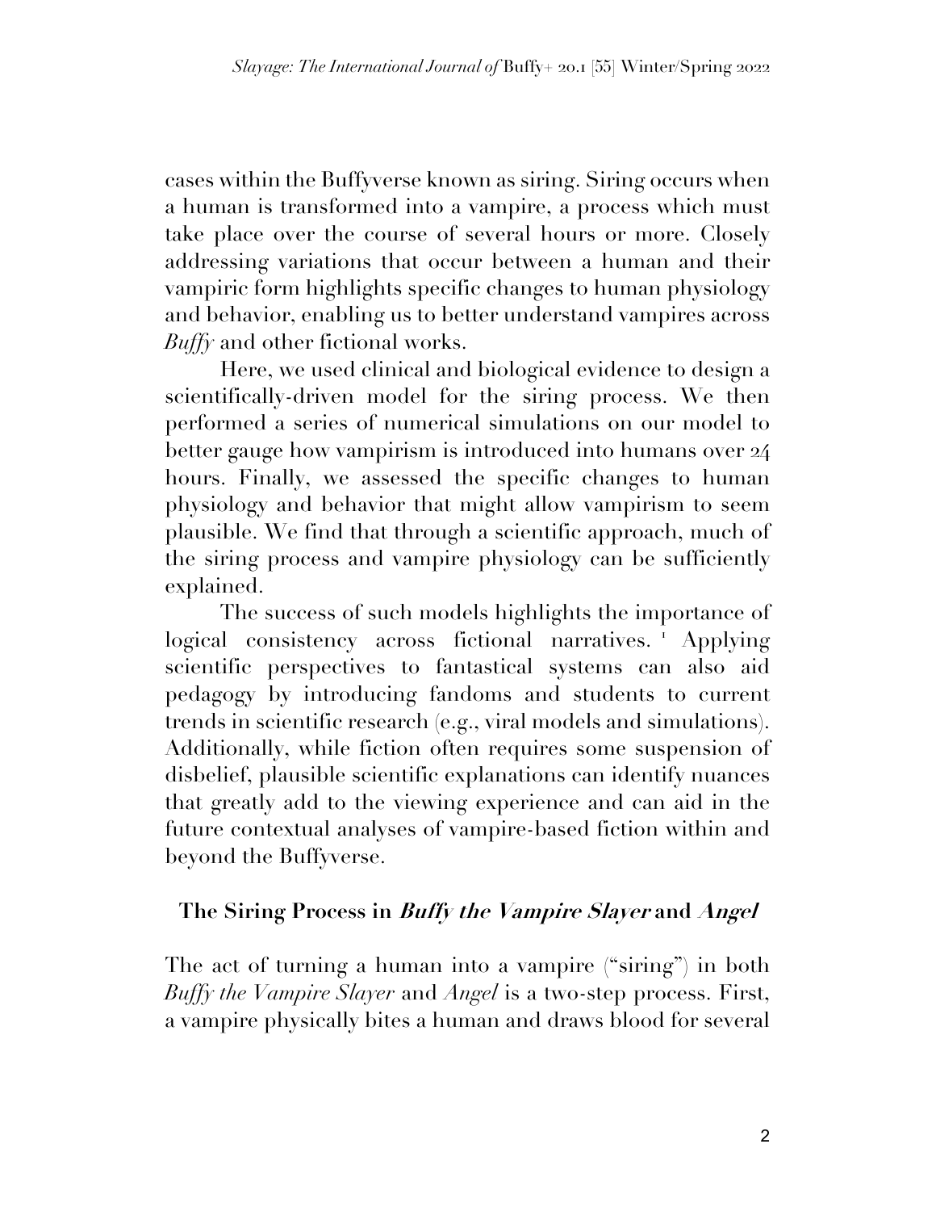cases within the Buffyverse known as siring. Siring occurs when a human is transformed into a vampire, a process which must take place over the course of several hours or more. Closely addressing variations that occur between a human and their vampiric form highlights specific changes to human physiology and behavior, enabling us to better understand vampires across *Buffy* and other fictional works.

Here, we used clinical and biological evidence to design a scientifically-driven model for the siring process. We then performed a series of numerical simulations on our model to better gauge how vampirism is introduced into humans over 24 hours. Finally, we assessed the specific changes to human physiology and behavior that might allow vampirism to seem plausible. We find that through a scientific approach, much of the siring process and vampire physiology can be sufficiently explained.

The success of such models highlights the importance of logical consistency across fictional narratives. [1] Applying scientific perspectives to fantastical systems can also aid pedagogy by introducing fandoms and students to current trends in scientific research (e.g., viral models and simulations). Additionally, while fiction often requires some suspension of disbelief, plausible scientific explanations can identify nuances that greatly add to the viewing experience and can aid in the future contextual analyses of vampire-based fiction within and beyond the Buffyverse.

## The Siring Process in *Buffy the Vampire Slayer* and *Angel*

The act of turning a human into a vampire ("siring") in both *Buffy the Vampire Slayer* and *Angel* is a two-step process. First, a vampire physically bites a human and draws blood for several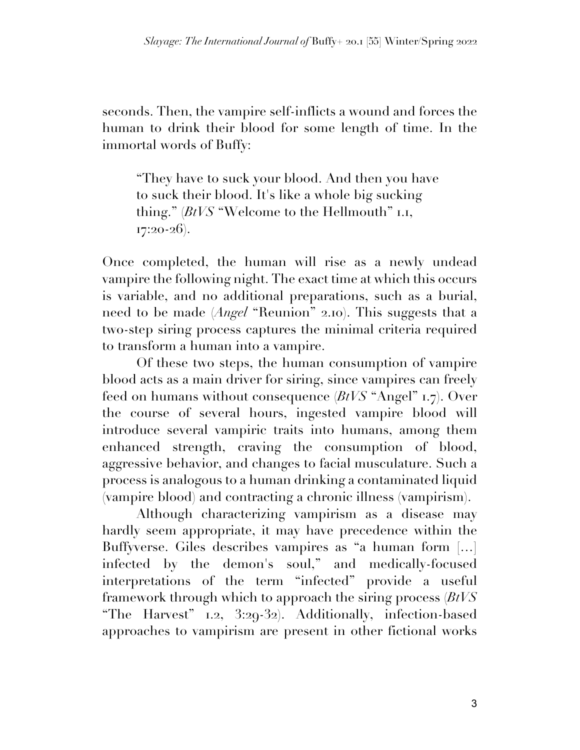seconds. Then, the vampire self-inflicts a wound and forces the human to drink their blood for some length of time. In the immortal words of Buffy:

> "They have to suck your blood. And then you have to suck their blood. It's like a whole big sucking thing." (*BtVS* "Welcome to the Hellmouth" 1.1, 17:20-26).

Once completed, the human will rise as a newly undead vampire the following night. The exact time at which this occurs is variable, and no additional preparations, such as a burial, need to be made (*Angel* "Reunion" 2.10). This suggests that a two-step siring process captures the minimal criteria required to transform a human into a vampire.

Of these two steps, the human consumption of vampire blood acts as a main driver for siring, since vampires can freely feed on humans without consequence (*BtVS* "Angel" 1.7). Over the course of several hours, ingested vampire blood will introduce several vampiric traits into humans, among them enhanced strength, craving the consumption of blood, aggressive behavior, and changes to facial musculature. Such a process is analogous to a human drinking a contaminated liquid (vampire blood) and contracting a chronic illness (vampirism).

Although characterizing vampirism as a disease may hardly seem appropriate, it may have precedence within the Buffyverse. Giles describes vampires as "a human form [...] infected by the demon's soul," and medically-focused interpretations of the term "infected" provide a useful framework through which to approach the siring process (*BtVS* "The Harvest" 1.2, 3:29-32). Additionally, infection-based approaches to vampirism are present in other fictional works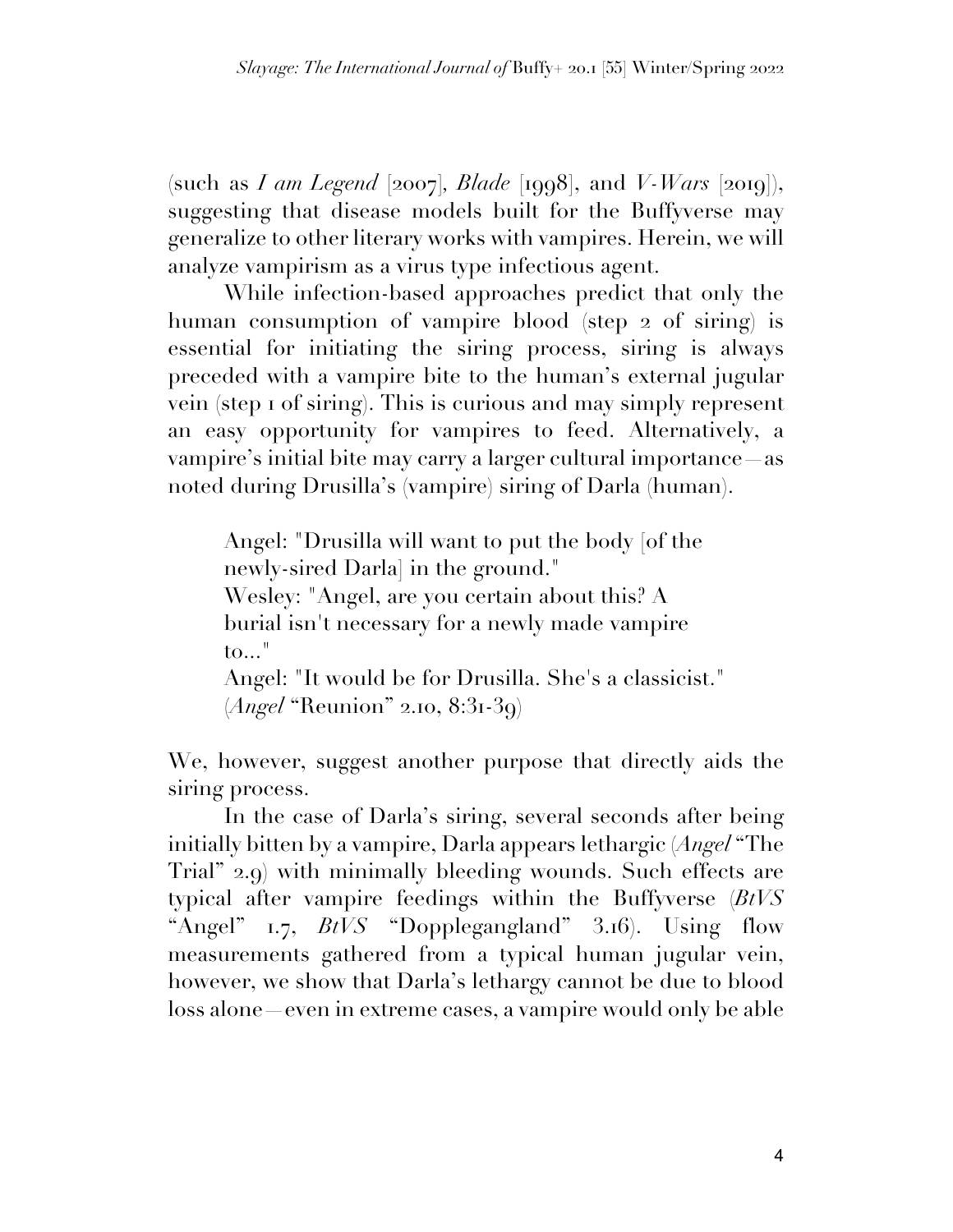(such as *I am Legend* [2007], *Blade* [1998], and *V-Wars* [2019]), suggesting that disease models built for the Buffyverse may generalize to other literary works with vampires. Herein, we will analyze vampirism as a virus type infectious agent.

While infection-based approaches predict that only the human consumption of vampire blood (step 2 of siring) is essential for initiating the siring process, siring is always preceded with a vampire bite to the human's external jugular vein (step 1 of siring). This is curious and may simply represent an easy opportunity for vampires to feed. Alternatively, a vampire's initial bite may carry a larger cultural importance—as noted during Drusilla's (vampire) siring of Darla (human).

> Angel: "Drusilla will want to put the body [of the newly-sired Darla] in the ground."
> Wesley: "Angel, are you certain about this? A burial isn't necessary for a newly made vampire to..."
> Angel: "It would be for Drusilla. She's a classicist."
> (*Angel* "Reunion" 2.10, 8:31-39)

We, however, suggest another purpose that directly aids the siring process.

In the case of Darla's siring, several seconds after being initially bitten by a vampire, Darla appears lethargic (*Angel* "The Trial" 2.9) with minimally bleeding wounds. Such effects are typical after vampire feedings within the Buffyverse (*BtVS* "Angel" 1.7, *BtVS* "Dopplegangland" 3.16). Using flow measurements gathered from a typical human jugular vein, however, we show that Darla's lethargy cannot be due to blood loss alone—even in extreme cases, a vampire would only be able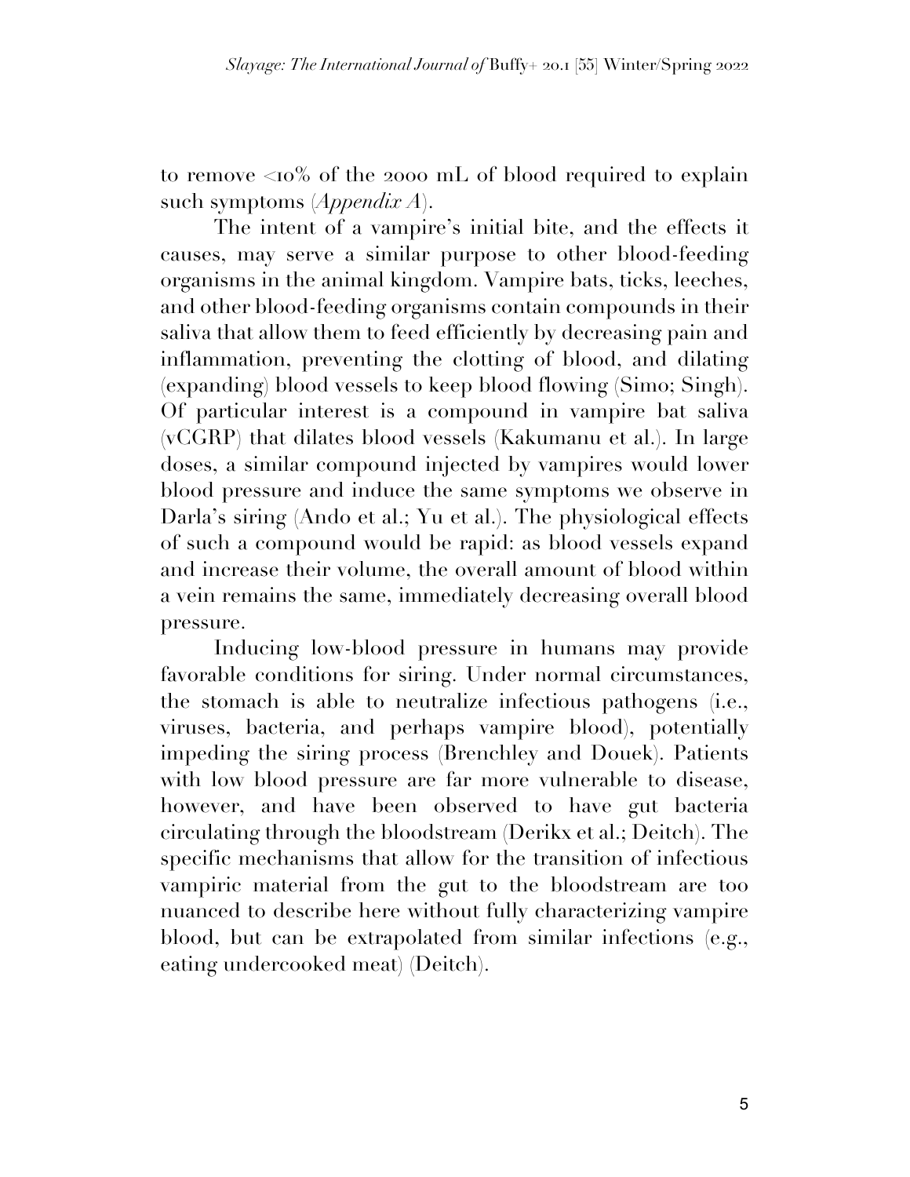to remove <10% of the 2000 mL of blood required to explain such symptoms (*Appendix A*).

The intent of a vampire's initial bite, and the effects it causes, may serve a similar purpose to other blood-feeding organisms in the animal kingdom. Vampire bats, ticks, leeches, and other blood-feeding organisms contain compounds in their saliva that allow them to feed efficiently by decreasing pain and inflammation, preventing the clotting of blood, and dilating (expanding) blood vessels to keep blood flowing (Simo; Singh). Of particular interest is a compound in vampire bat saliva (vCGRP) that dilates blood vessels (Kakumanu et al.). In large doses, a similar compound injected by vampires would lower blood pressure and induce the same symptoms we observe in Darla's siring (Ando et al.; Yu et al.). The physiological effects of such a compound would be rapid: as blood vessels expand and increase their volume, the overall amount of blood within a vein remains the same, immediately decreasing overall blood pressure.

Inducing low-blood pressure in humans may provide favorable conditions for siring. Under normal circumstances, the stomach is able to neutralize infectious pathogens (i.e., viruses, bacteria, and perhaps vampire blood), potentially impeding the siring process (Brenchley and Douek). Patients with low blood pressure are far more vulnerable to disease, however, and have been observed to have gut bacteria circulating through the bloodstream (Derikx et al.; Deitch). The specific mechanisms that allow for the transition of infectious vampiric material from the gut to the bloodstream are too nuanced to describe here without fully characterizing vampire blood, but can be extrapolated from similar infections (e.g., eating undercooked meat) (Deitch).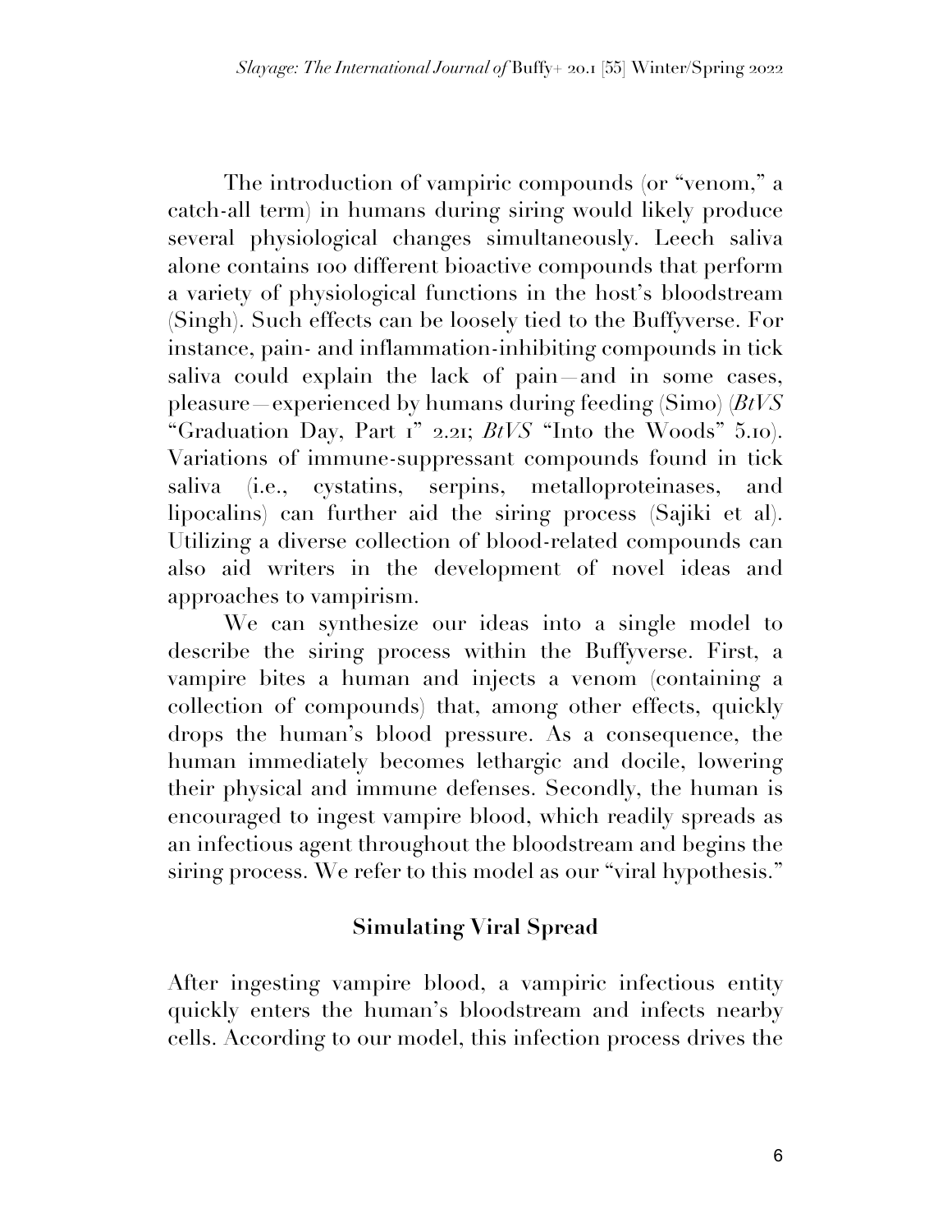The introduction of vampiric compounds (or "venom," a catch-all term) in humans during siring would likely produce several physiological changes simultaneously. Leech saliva alone contains 100 different bioactive compounds that perform a variety of physiological functions in the host's bloodstream (Singh). Such effects can be loosely tied to the Buffyverse. For instance, pain- and inflammation-inhibiting compounds in tick saliva could explain the lack of pain—and in some cases, pleasure—experienced by humans during feeding (Simo) (*BtVS* "Graduation Day, Part 1" 2.21; *BtVS* "Into the Woods" 5.10). Variations of immune-suppressant compounds found in tick saliva (i.e., cystatins, serpins, metalloproteinases, and lipocalins) can further aid the siring process (Sajiki et al). Utilizing a diverse collection of blood-related compounds can also aid writers in the development of novel ideas and approaches to vampirism.

We can synthesize our ideas into a single model to describe the siring process within the Buffyverse. First, a vampire bites a human and injects a venom (containing a collection of compounds) that, among other effects, quickly drops the human's blood pressure. As a consequence, the human immediately becomes lethargic and docile, lowering their physical and immune defenses. Secondly, the human is encouraged to ingest vampire blood, which readily spreads as an infectious agent throughout the bloodstream and begins the siring process. We refer to this model as our "viral hypothesis."

## Simulating Viral Spread

After ingesting vampire blood, a vampiric infectious entity quickly enters the human's bloodstream and infects nearby cells. According to our model, this infection process drives the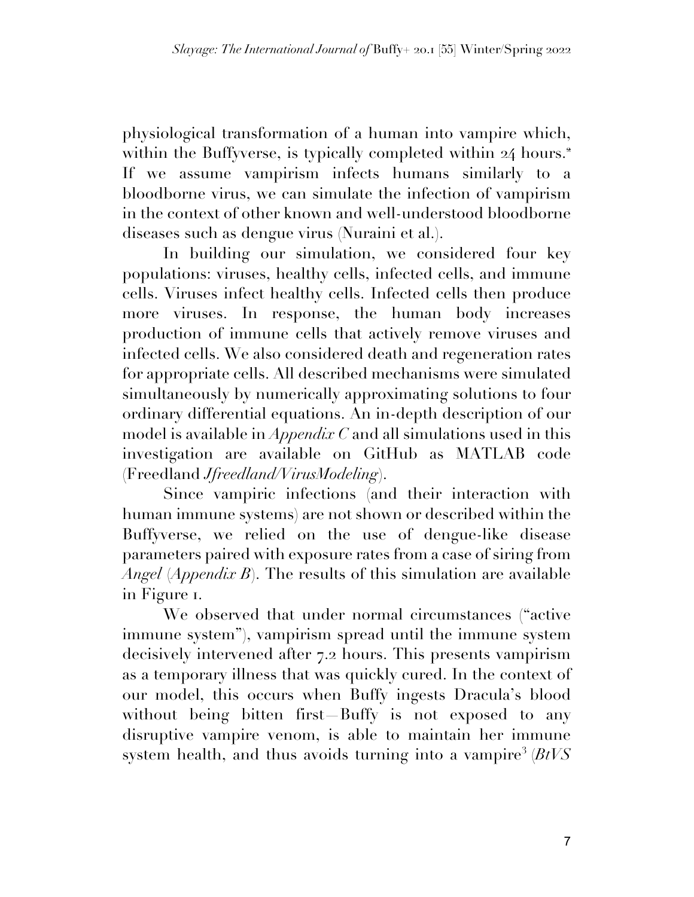physiological transformation of a human into vampire which, within the Buffyverse, is typically completed within 24 hours.[2] If we assume vampirism infects humans similarly to a bloodborne virus, we can simulate the infection of vampirism in the context of other known and well-understood bloodborne diseases such as dengue virus (Nuraini et al.).

In building our simulation, we considered four key populations: viruses, healthy cells, infected cells, and immune cells. Viruses infect healthy cells. Infected cells then produce more viruses. In response, the human body increases production of immune cells that actively remove viruses and infected cells. We also considered death and regeneration rates for appropriate cells. All described mechanisms were simulated simultaneously by numerically approximating solutions to four ordinary differential equations. An in-depth description of our model is available in *Appendix C* and all simulations used in this investigation are available on GitHub as MATLAB code (Freedland *Jfreedland/VirusModeling*).

Since vampiric infections (and their interaction with human immune systems) are not shown or described within the Buffyverse, we relied on the use of dengue-like disease parameters paired with exposure rates from a case of siring from *Angel* (*Appendix B*). The results of this simulation are available in Figure 1.

We observed that under normal circumstances ("active immune system"), vampirism spread until the immune system decisively intervened after 7.2 hours. This presents vampirism as a temporary illness that was quickly cured. In the context of our model, this occurs when Buffy ingests Dracula's blood without being bitten first—Buffy is not exposed to any disruptive vampire venom, is able to maintain her immune system health, and thus avoids turning into a vampire[3] (*BtVS*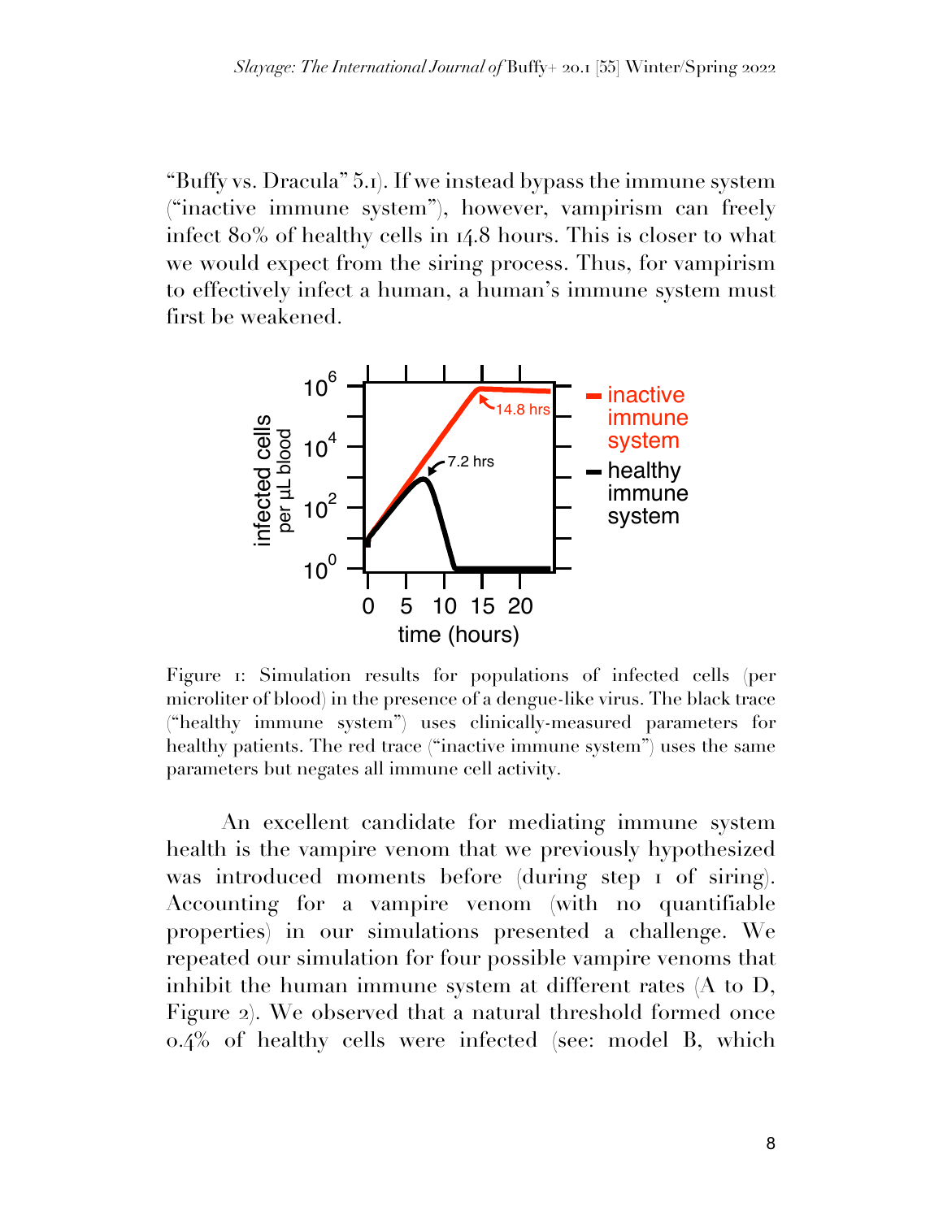"Buffy vs. Dracula" 5.1). If we instead bypass the immune system ("inactive immune system"), however, vampirism can freely infect 80% of healthy cells in 14.8 hours. This is closer to what we would expect from the siring process. Thus, for vampirism to effectively infect a human, a human's immune system must first be weakened.

Figure 1: Simulation results for populations of infected cells (per microliter of blood) in the presence of a dengue-like virus. The black trace ("healthy immune system") uses clinically-measured parameters for healthy patients. The red trace ("inactive immune system") uses the same parameters but negates all immune cell activity.

An excellent candidate for mediating immune system health is the vampire venom that we previously hypothesized was introduced moments before (during step 1 of siring). Accounting for a vampire venom (with no quantifiable properties) in our simulations presented a challenge. We repeated our simulation for four possible vampire venoms that inhibit the human immune system at different rates (A to D, Figure 2). We observed that a natural threshold formed once 0.4% of healthy cells were infected (see: model B, which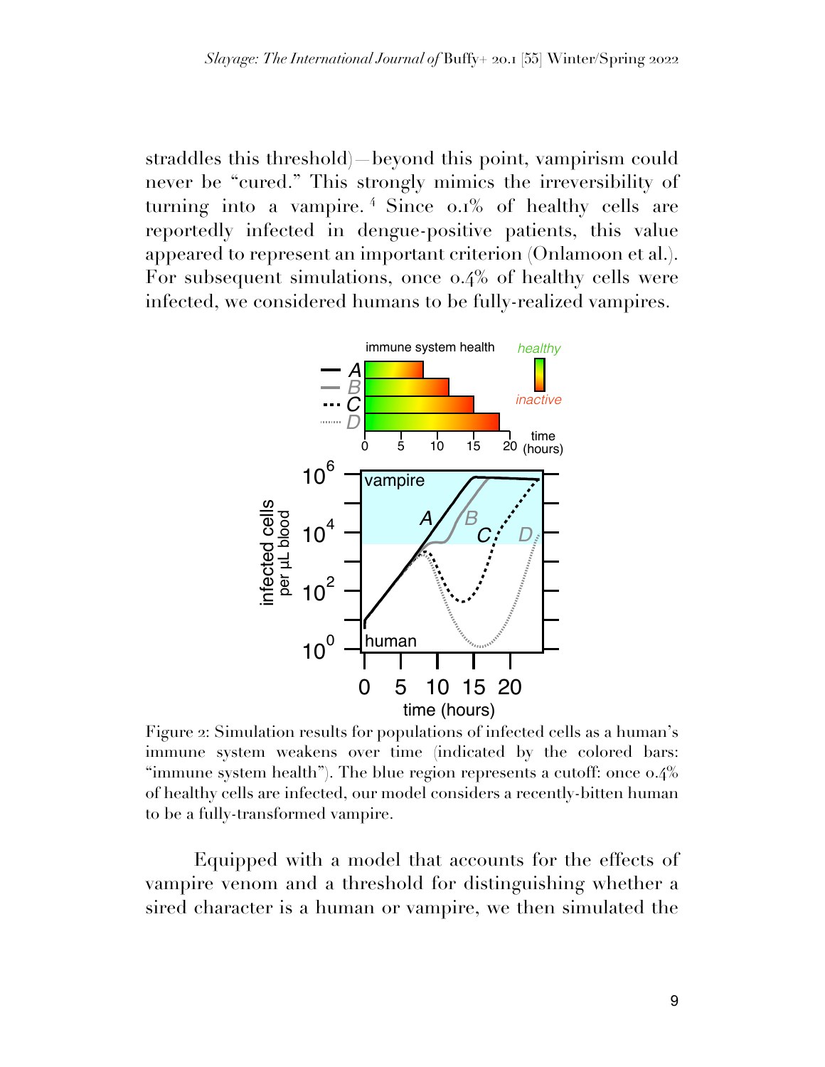straddles this threshold)—beyond this point, vampirism could never be "cured." This strongly mimics the irreversibility of turning into a vampire.[4] Since 0.1% of healthy cells are reportedly infected in dengue-positive patients, this value appeared to represent an important criterion (Onlamoon et al.). For subsequent simulations, once 0.4% of healthy cells were infected, we considered humans to be fully-realized vampires.

Figure 2: Simulation results for populations of infected cells as a human's immune system weakens over time (indicated by the colored bars: "immune system health"). The blue region represents a cutoff: once 0.4% of healthy cells are infected, our model considers a recently-bitten human to be a fully-transformed vampire.

Equipped with a model that accounts for the effects of vampire venom and a threshold for distinguishing whether a sired character is a human or vampire, we then simulated the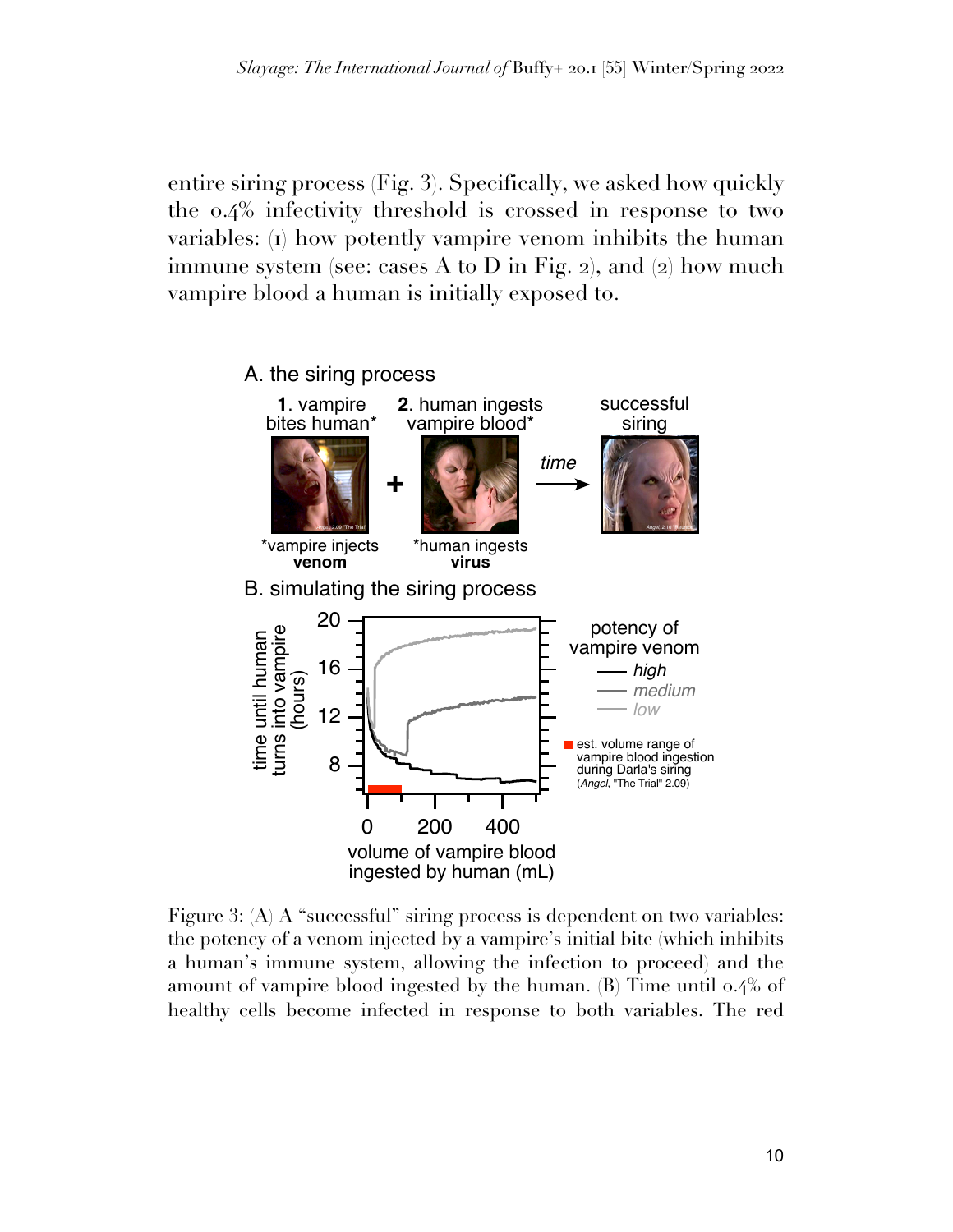entire siring process (Fig. 3). Specifically, we asked how quickly the 0.4% infectivity threshold is crossed in response to two variables: (1) how potently vampire venom inhibits the human immune system (see: cases A to D in Fig. 2), and (2) how much vampire blood a human is initially exposed to.

Figure 3: (A) A "successful" siring process is dependent on two variables: the potency of a venom injected by a vampire's initial bite (which inhibits a human's immune system, allowing the infection to proceed) and the amount of vampire blood ingested by the human. (B) Time until 0.4% of healthy cells become infected in response to both variables. The red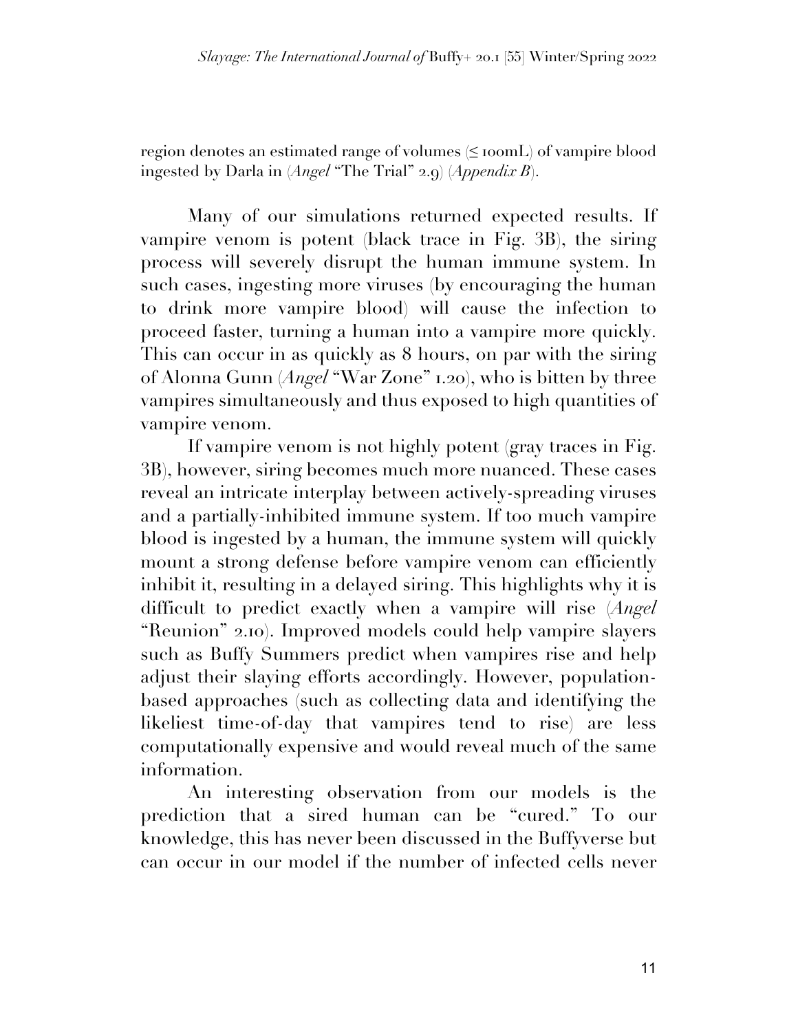region denotes an estimated range of volumes (≤ 100mL) of vampire blood ingested by Darla in (*Angel* "The Trial" 2.9) (*Appendix B*).

Many of our simulations returned expected results. If vampire venom is potent (black trace in Fig. 3B), the siring process will severely disrupt the human immune system. In such cases, ingesting more viruses (by encouraging the human to drink more vampire blood) will cause the infection to proceed faster, turning a human into a vampire more quickly. This can occur in as quickly as 8 hours, on par with the siring of Alonna Gunn (*Angel* "War Zone" 1.20), who is bitten by three vampires simultaneously and thus exposed to high quantities of vampire venom.

If vampire venom is not highly potent (gray traces in Fig. 3B), however, siring becomes much more nuanced. These cases reveal an intricate interplay between actively-spreading viruses and a partially-inhibited immune system. If too much vampire blood is ingested by a human, the immune system will quickly mount a strong defense before vampire venom can efficiently inhibit it, resulting in a delayed siring. This highlights why it is difficult to predict exactly when a vampire will rise (*Angel* "Reunion" 2.10). Improved models could help vampire slayers such as Buffy Summers predict when vampires rise and help adjust their slaying efforts accordingly. However, population-based approaches (such as collecting data and identifying the likeliest time-of-day that vampires tend to rise) are less computationally expensive and would reveal much of the same information.

An interesting observation from our models is the prediction that a sired human can be "cured." To our knowledge, this has never been discussed in the Buffyverse but can occur in our model if the number of infected cells never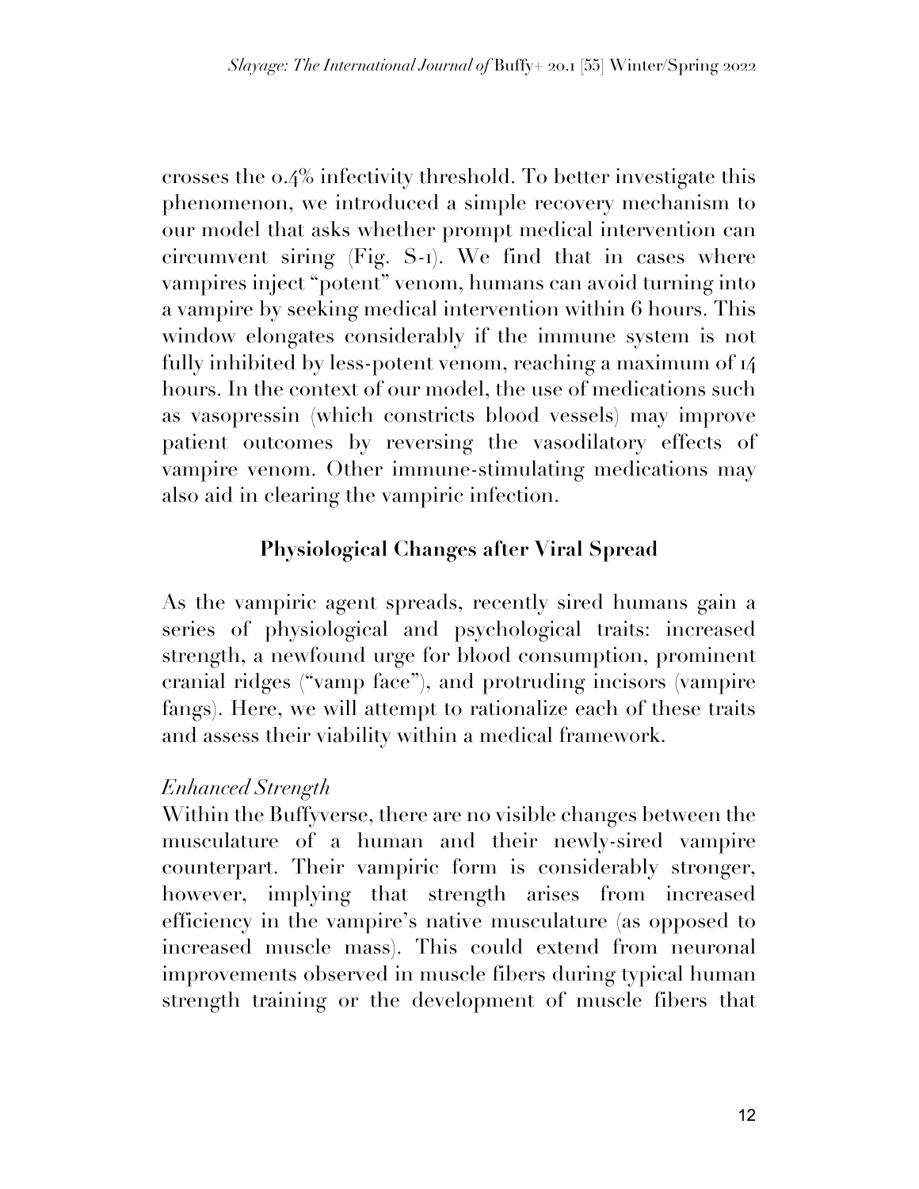crosses the 0.4% infectivity threshold. To better investigate this phenomenon, we introduced a simple recovery mechanism to our model that asks whether prompt medical intervention can circumvent siring (Fig. S-1). We find that in cases where vampires inject "potent" venom, humans can avoid turning into a vampire by seeking medical intervention within 6 hours. This window elongates considerably if the immune system is not fully inhibited by less-potent venom, reaching a maximum of 14 hours. In the context of our model, the use of medications such as vasopressin (which constricts blood vessels) may improve patient outcomes by reversing the vasodilatory effects of vampire venom. Other immune-stimulating medications may also aid in clearing the vampiric infection.

## Physiological Changes after Viral Spread

As the vampiric agent spreads, recently sired humans gain a series of physiological and psychological traits: increased strength, a newfound urge for blood consumption, prominent cranial ridges ("vamp face"), and protruding incisors (vampire fangs). Here, we will attempt to rationalize each of these traits and assess their viability within a medical framework.

### *Enhanced Strength*

Within the Buffyverse, there are no visible changes between the musculature of a human and their newly-sired vampire counterpart. Their vampiric form is considerably stronger, however, implying that strength arises from increased efficiency in the vampire's native musculature (as opposed to increased muscle mass). This could extend from neuronal improvements observed in muscle fibers during typical human strength training or the development of muscle fibers that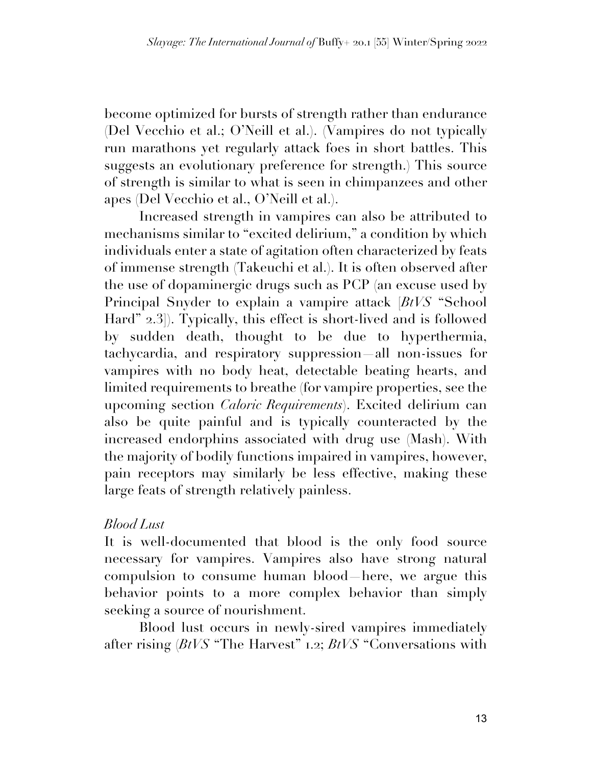become optimized for bursts of strength rather than endurance (Del Vecchio et al.; O'Neill et al.). (Vampires do not typically run marathons yet regularly attack foes in short battles. This suggests an evolutionary preference for strength.) This source of strength is similar to what is seen in chimpanzees and other apes (Del Vecchio et al., O'Neill et al.).

Increased strength in vampires can also be attributed to mechanisms similar to "excited delirium," a condition by which individuals enter a state of agitation often characterized by feats of immense strength (Takeuchi et al.). It is often observed after the use of dopaminergic drugs such as PCP (an excuse used by Principal Snyder to explain a vampire attack [*BtVS* "School Hard" 2.3]). Typically, this effect is short-lived and is followed by sudden death, thought to be due to hyperthermia, tachycardia, and respiratory suppression—all non-issues for vampires with no body heat, detectable beating hearts, and limited requirements to breathe (for vampire properties, see the upcoming section *Caloric Requirements*). Excited delirium can also be quite painful and is typically counteracted by the increased endorphins associated with drug use (Mash). With the majority of bodily functions impaired in vampires, however, pain receptors may similarly be less effective, making these large feats of strength relatively painless.

*Blood Lust*

It is well-documented that blood is the only food source necessary for vampires. Vampires also have strong natural compulsion to consume human blood—here, we argue this behavior points to a more complex behavior than simply seeking a source of nourishment.

Blood lust occurs in newly-sired vampires immediately after rising (*BtVS* "The Harvest" 1.2; *BtVS* "Conversations with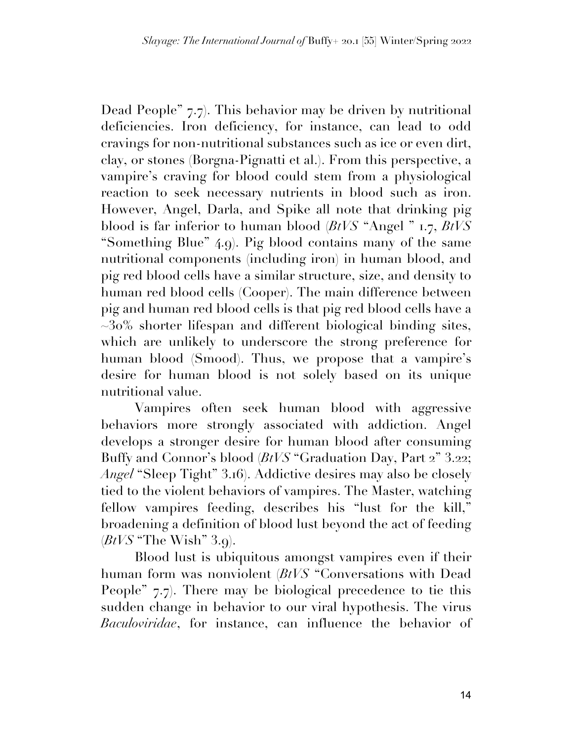Dead People" 7.7). This behavior may be driven by nutritional deficiencies. Iron deficiency, for instance, can lead to odd cravings for non-nutritional substances such as ice or even dirt, clay, or stones (Borgna-Pignatti et al.). From this perspective, a vampire's craving for blood could stem from a physiological reaction to seek necessary nutrients in blood such as iron. However, Angel, Darla, and Spike all note that drinking pig blood is far inferior to human blood (*BtVS* "Angel " 1.7, *BtVS* "Something Blue" 4.9). Pig blood contains many of the same nutritional components (including iron) in human blood, and pig red blood cells have a similar structure, size, and density to human red blood cells (Cooper). The main difference between pig and human red blood cells is that pig red blood cells have a ~30% shorter lifespan and different biological binding sites, which are unlikely to underscore the strong preference for human blood (Smood). Thus, we propose that a vampire's desire for human blood is not solely based on its unique nutritional value.

Vampires often seek human blood with aggressive behaviors more strongly associated with addiction. Angel develops a stronger desire for human blood after consuming Buffy and Connor's blood (*BtVS* "Graduation Day, Part 2" 3.22; *Angel* "Sleep Tight" 3.16). Addictive desires may also be closely tied to the violent behaviors of vampires. The Master, watching fellow vampires feeding, describes his "lust for the kill," broadening a definition of blood lust beyond the act of feeding (*BtVS* "The Wish" 3.9).

Blood lust is ubiquitous amongst vampires even if their human form was nonviolent (*BtVS* "Conversations with Dead People" 7.7). There may be biological precedence to tie this sudden change in behavior to our viral hypothesis. The virus *Baculoviridae*, for instance, can influence the behavior of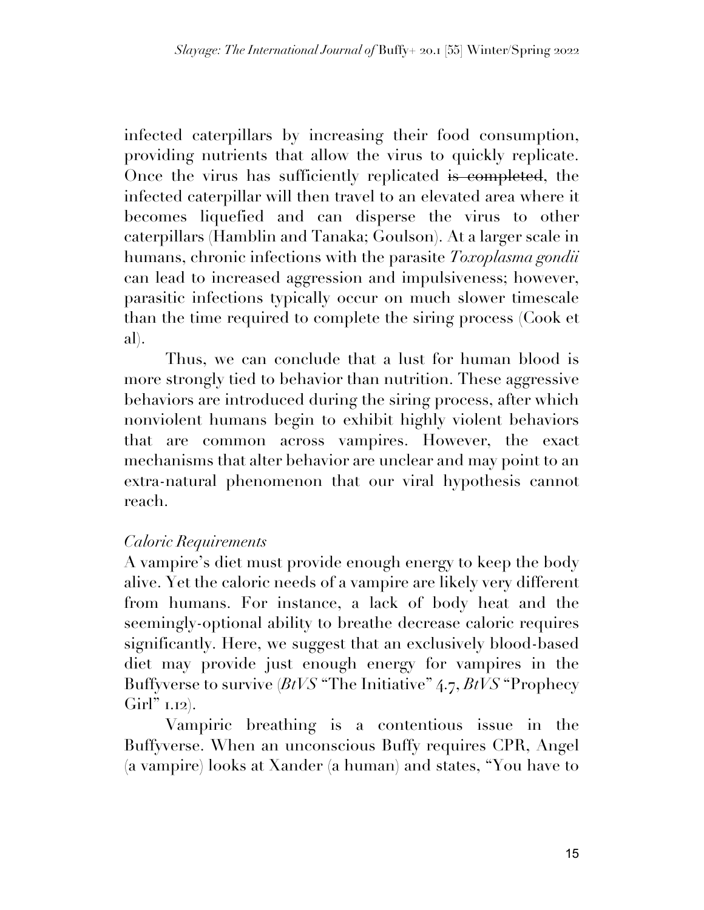infected caterpillars by increasing their food consumption, providing nutrients that allow the virus to quickly replicate. Once the virus has sufficiently replicated ~~is completed~~, the infected caterpillar will then travel to an elevated area where it becomes liquefied and can disperse the virus to other caterpillars (Hamblin and Tanaka; Goulson). At a larger scale in humans, chronic infections with the parasite *Toxoplasma gondii* can lead to increased aggression and impulsiveness; however, parasitic infections typically occur on much slower timescale than the time required to complete the siring process (Cook et al).

Thus, we can conclude that a lust for human blood is more strongly tied to behavior than nutrition. These aggressive behaviors are introduced during the siring process, after which nonviolent humans begin to exhibit highly violent behaviors that are common across vampires. However, the exact mechanisms that alter behavior are unclear and may point to an extra-natural phenomenon that our viral hypothesis cannot reach.

*Caloric Requirements*

A vampire's diet must provide enough energy to keep the body alive. Yet the caloric needs of a vampire are likely very different from humans. For instance, a lack of body heat and the seemingly-optional ability to breathe decrease caloric requires significantly. Here, we suggest that an exclusively blood-based diet may provide just enough energy for vampires in the Buffyverse to survive (*BtVS* "The Initiative" 4.7, *BtVS* "Prophecy Girl" 1.12).

Vampiric breathing is a contentious issue in the Buffyverse. When an unconscious Buffy requires CPR, Angel (a vampire) looks at Xander (a human) and states, "You have to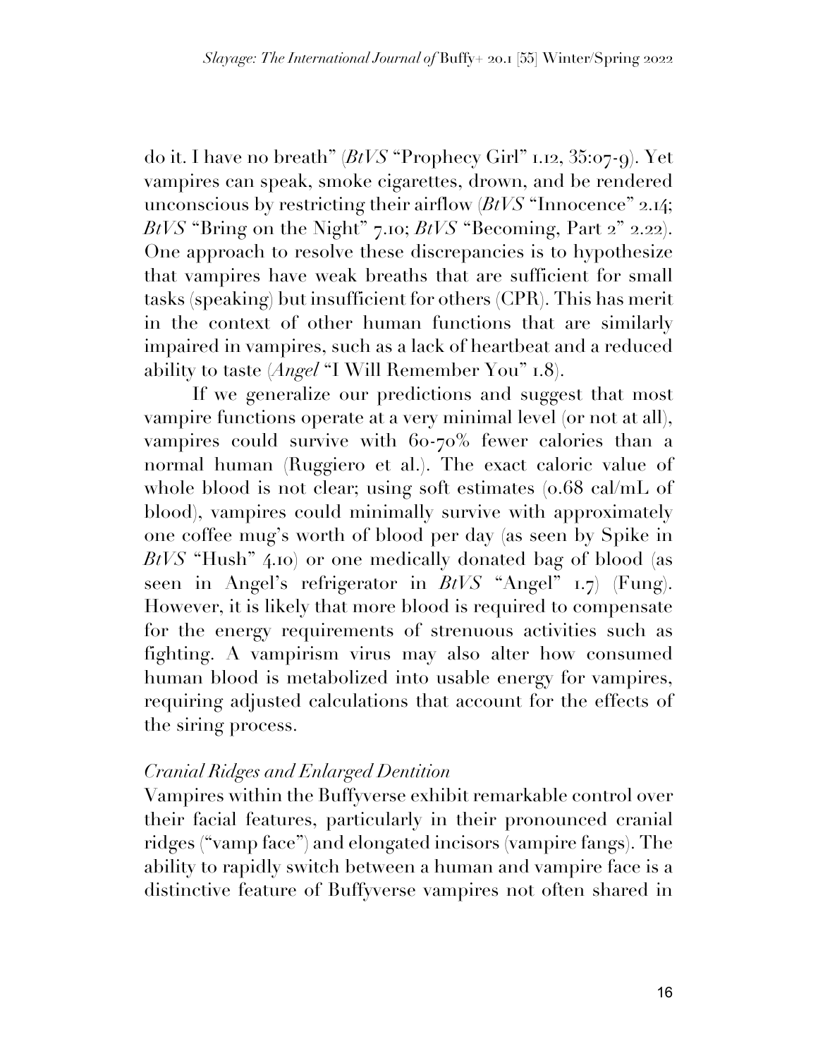do it. I have no breath" (*BtVS* "Prophecy Girl" 1.12, 35:07-9). Yet vampires can speak, smoke cigarettes, drown, and be rendered unconscious by restricting their airflow (*BtVS* "Innocence" 2.14; *BtVS* "Bring on the Night" 7.10; *BtVS* "Becoming, Part 2" 2.22). One approach to resolve these discrepancies is to hypothesize that vampires have weak breaths that are sufficient for small tasks (speaking) but insufficient for others (CPR). This has merit in the context of other human functions that are similarly impaired in vampires, such as a lack of heartbeat and a reduced ability to taste (*Angel* "I Will Remember You" 1.8).

If we generalize our predictions and suggest that most vampire functions operate at a very minimal level (or not at all), vampires could survive with 60-70% fewer calories than a normal human (Ruggiero et al.). The exact caloric value of whole blood is not clear; using soft estimates (0.68 cal/mL of blood), vampires could minimally survive with approximately one coffee mug's worth of blood per day (as seen by Spike in *BtVS* "Hush" 4.10) or one medically donated bag of blood (as seen in Angel's refrigerator in *BtVS* "Angel" 1.7) (Fung). However, it is likely that more blood is required to compensate for the energy requirements of strenuous activities such as fighting. A vampirism virus may also alter how consumed human blood is metabolized into usable energy for vampires, requiring adjusted calculations that account for the effects of the siring process.

### *Cranial Ridges and Enlarged Dentition*

Vampires within the Buffyverse exhibit remarkable control over their facial features, particularly in their pronounced cranial ridges ("vamp face") and elongated incisors (vampire fangs). The ability to rapidly switch between a human and vampire face is a distinctive feature of Buffyverse vampires not often shared in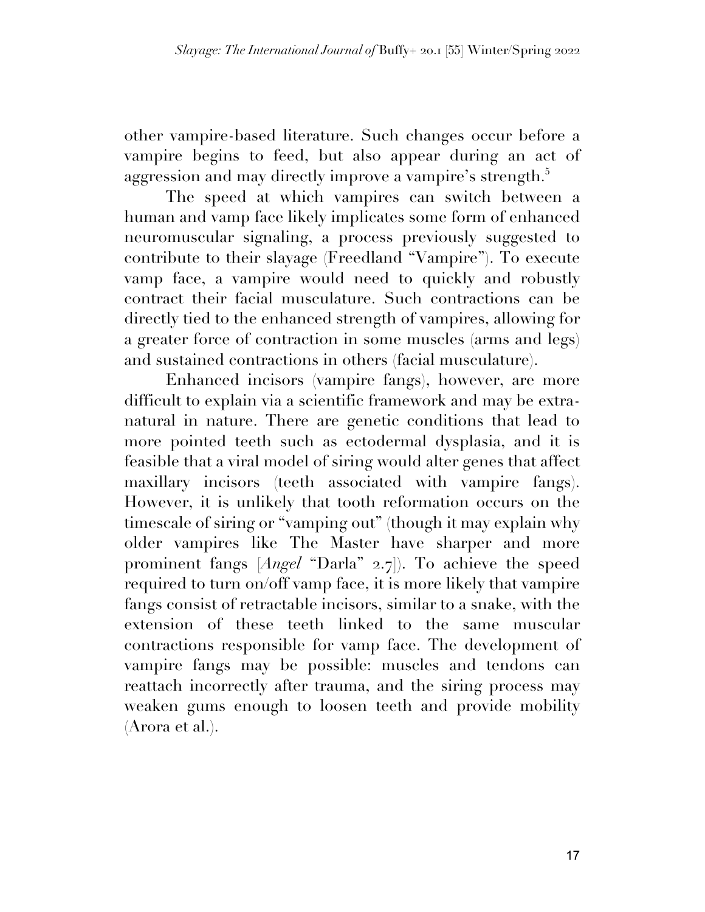other vampire-based literature. Such changes occur before a vampire begins to feed, but also appear during an act of aggression and may directly improve a vampire's strength.[5]

The speed at which vampires can switch between a human and vamp face likely implicates some form of enhanced neuromuscular signaling, a process previously suggested to contribute to their slayage (Freedland "Vampire"). To execute vamp face, a vampire would need to quickly and robustly contract their facial musculature. Such contractions can be directly tied to the enhanced strength of vampires, allowing for a greater force of contraction in some muscles (arms and legs) and sustained contractions in others (facial musculature).

Enhanced incisors (vampire fangs), however, are more difficult to explain via a scientific framework and may be extra-natural in nature. There are genetic conditions that lead to more pointed teeth such as ectodermal dysplasia, and it is feasible that a viral model of siring would alter genes that affect maxillary incisors (teeth associated with vampire fangs). However, it is unlikely that tooth reformation occurs on the timescale of siring or "vamping out" (though it may explain why older vampires like The Master have sharper and more prominent fangs [*Angel* "Darla" 2.7]). To achieve the speed required to turn on/off vamp face, it is more likely that vampire fangs consist of retractable incisors, similar to a snake, with the extension of these teeth linked to the same muscular contractions responsible for vamp face. The development of vampire fangs may be possible: muscles and tendons can reattach incorrectly after trauma, and the siring process may weaken gums enough to loosen teeth and provide mobility (Arora et al.).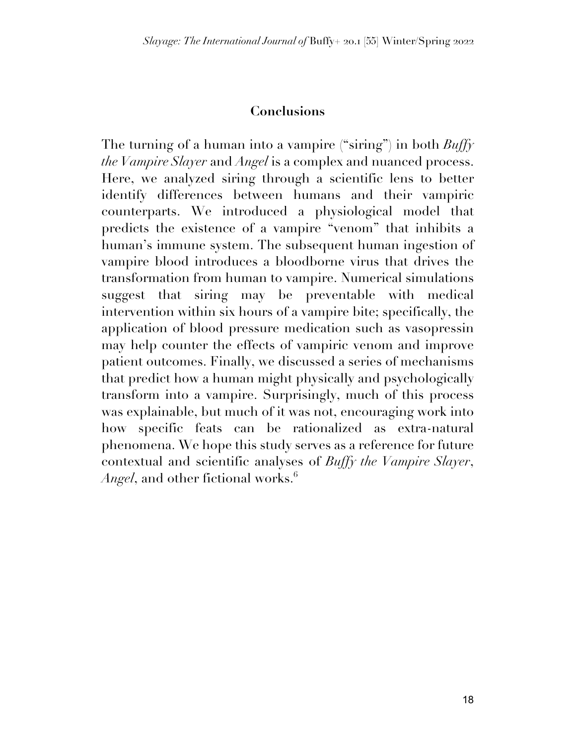## Conclusions

The turning of a human into a vampire ("siring") in both *Buffy the Vampire Slayer* and *Angel* is a complex and nuanced process. Here, we analyzed siring through a scientific lens to better identify differences between humans and their vampiric counterparts. We introduced a physiological model that predicts the existence of a vampire "venom" that inhibits a human's immune system. The subsequent human ingestion of vampire blood introduces a bloodborne virus that drives the transformation from human to vampire. Numerical simulations suggest that siring may be preventable with medical intervention within six hours of a vampire bite; specifically, the application of blood pressure medication such as vasopressin may help counter the effects of vampiric venom and improve patient outcomes. Finally, we discussed a series of mechanisms that predict how a human might physically and psychologically transform into a vampire. Surprisingly, much of this process was explainable, but much of it was not, encouraging work into how specific feats can be rationalized as extra-natural phenomena. We hope this study serves as a reference for future contextual and scientific analyses of *Buffy the Vampire Slayer*, *Angel*, and other fictional works.[6]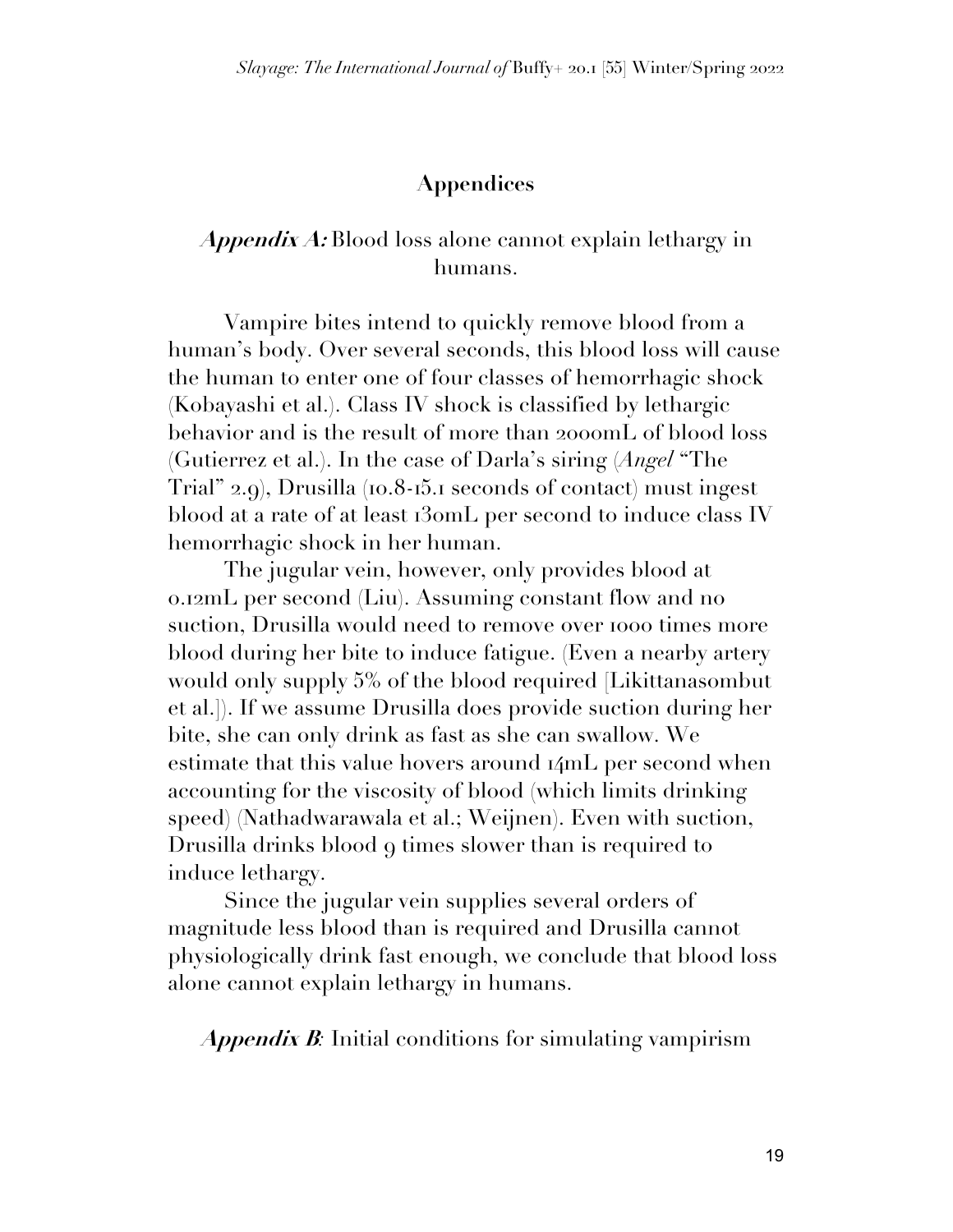## Appendices

### ***Appendix A:*** Blood loss alone cannot explain lethargy in humans.

Vampire bites intend to quickly remove blood from a human's body. Over several seconds, this blood loss will cause the human to enter one of four classes of hemorrhagic shock (Kobayashi et al.). Class IV shock is classified by lethargic behavior and is the result of more than 2000mL of blood loss (Gutierrez et al.). In the case of Darla's siring (*Angel* "The Trial" 2.9), Drusilla (10.8-15.1 seconds of contact) must ingest blood at a rate of at least 130mL per second to induce class IV hemorrhagic shock in her human.

The jugular vein, however, only provides blood at 0.12mL per second (Liu). Assuming constant flow and no suction, Drusilla would need to remove over 1000 times more blood during her bite to induce fatigue. (Even a nearby artery would only supply 5% of the blood required [Likittanasombut et al.]). If we assume Drusilla does provide suction during her bite, she can only drink as fast as she can swallow. We estimate that this value hovers around 14mL per second when accounting for the viscosity of blood (which limits drinking speed) (Nathadwarawala et al.; Weijnen). Even with suction, Drusilla drinks blood 9 times slower than is required to induce lethargy.

Since the jugular vein supplies several orders of magnitude less blood than is required and Drusilla cannot physiologically drink fast enough, we conclude that blood loss alone cannot explain lethargy in humans.

### ***Appendix B:*** Initial conditions for simulating vampirism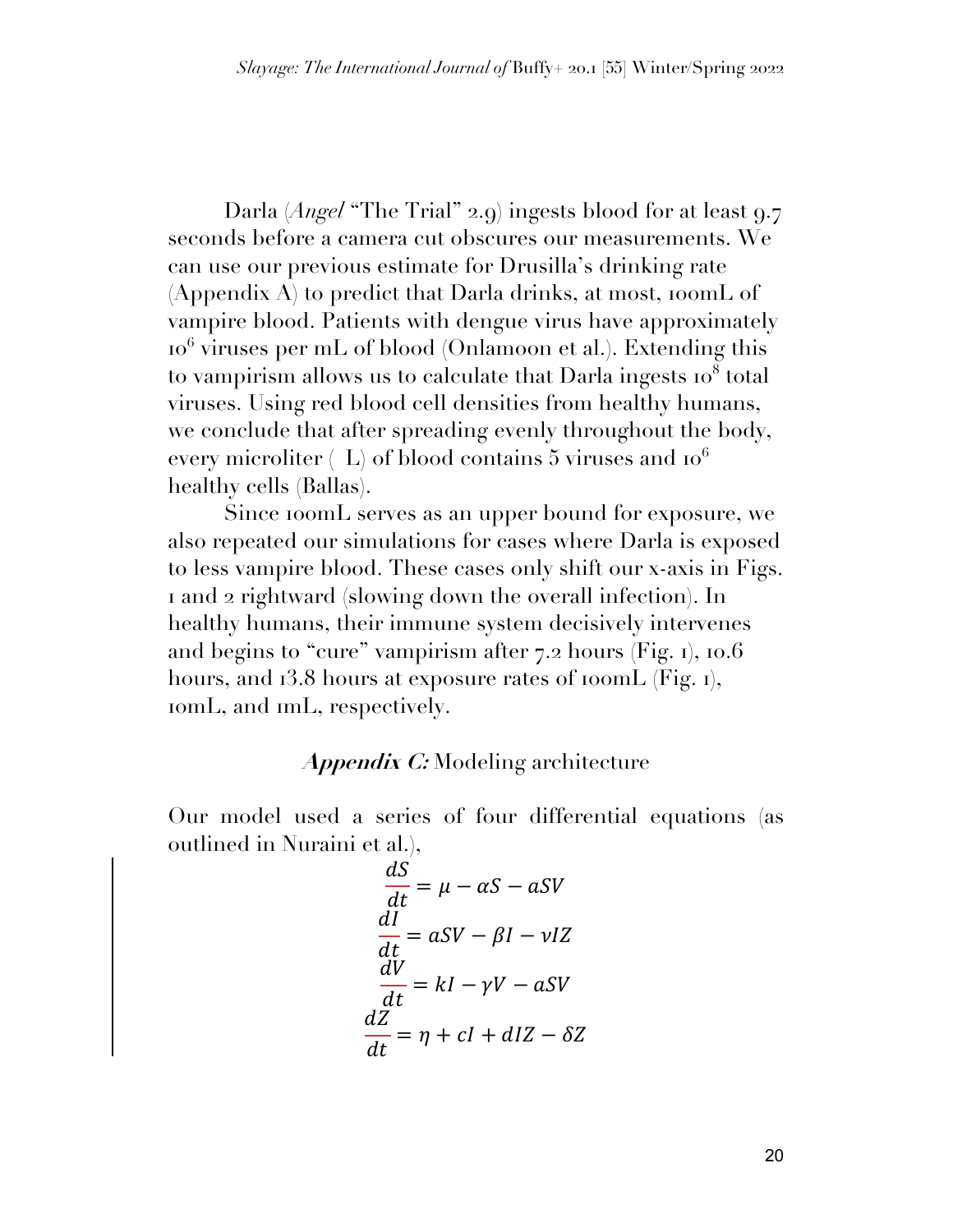Darla (*Angel* "The Trial" 2.9) ingests blood for at least 9.7 seconds before a camera cut obscures our measurements. We can use our previous estimate for Drusilla's drinking rate (Appendix A) to predict that Darla drinks, at most, 100mL of vampire blood. Patients with dengue virus have approximately $10^6$ viruses per mL of blood (Onlamoon et al.). Extending this to vampirism allows us to calculate that Darla ingests $10^8$ total viruses. Using red blood cell densities from healthy humans, we conclude that after spreading evenly throughout the body, every microliter ( L) of blood contains 5 viruses and $10^6$ healthy cells (Ballas).

Since 100mL serves as an upper bound for exposure, we also repeated our simulations for cases where Darla is exposed to less vampire blood. These cases only shift our x-axis in Figs. 1 and 2 rightward (slowing down the overall infection). In healthy humans, their immune system decisively intervenes and begins to "cure" vampirism after 7.2 hours (Fig. 1), 10.6 hours, and 13.8 hours at exposure rates of 100mL (Fig. 1), 10mL, and 1mL, respectively.

## ***Appendix C:*** Modeling architecture

Our model used a series of four differential equations (as outlined in Nuraini et al.),

$$\frac{dS}{dt} = \mu - \alpha S - aSV$$

$$\frac{dI}{dt} = aSV - \beta I - \nu IZ$$

$$\frac{dV}{dt} = kI - \gamma V - aSV$$

$$\frac{dZ}{dt} = \eta + cI + dIZ - \delta Z$$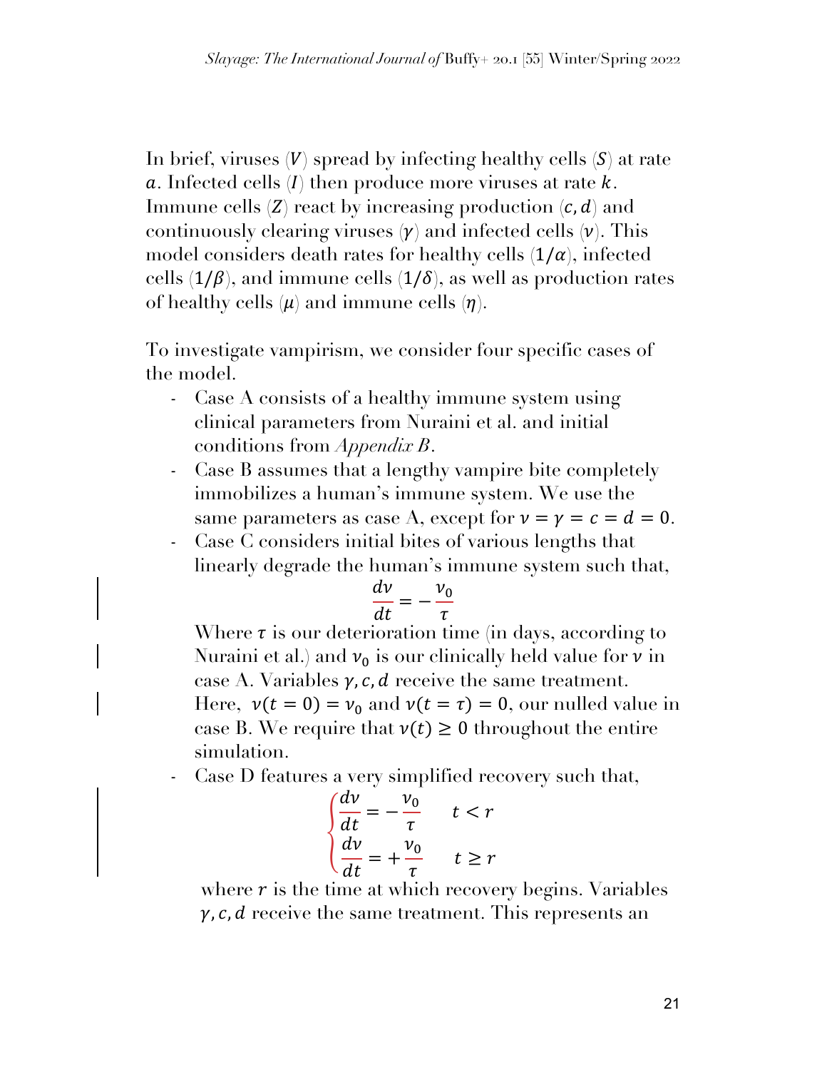In brief, viruses ($V$) spread by infecting healthy cells ($S$) at rate $a$. Infected cells ($I$) then produce more viruses at rate $k$. Immune cells ($Z$) react by increasing production ($c, d$) and continuously clearing viruses ($\gamma$) and infected cells ($\nu$). This model considers death rates for healthy cells ($1/\alpha$), infected cells ($1/\beta$), and immune cells ($1/\delta$), as well as production rates of healthy cells ($\mu$) and immune cells ($\eta$).

To investigate vampirism, we consider four specific cases of the model.

- Case A consists of a healthy immune system using clinical parameters from Nuraini et al. and initial conditions from *Appendix B*.
- Case B assumes that a lengthy vampire bite completely immobilizes a human's immune system. We use the same parameters as case A, except for $\nu = \gamma = c = d = 0$.
- Case C considers initial bites of various lengths that linearly degrade the human's immune system such that,

  $$\frac{d\nu}{dt} = -\frac{\nu_0}{\tau}$$

  Where $\tau$ is our deterioration time (in days, according to Nuraini et al.) and $\nu_0$ is our clinically held value for $\nu$ in case A. Variables $\gamma, c, d$ receive the same treatment. Here, $\nu(t = 0) = \nu_0$ and $\nu(t = \tau) = 0$, our nulled value in case B. We require that $\nu(t) \geq 0$ throughout the entire simulation.
- Case D features a very simplified recovery such that,

  $$\begin{cases} \dfrac{d\nu}{dt} = -\dfrac{\nu_0}{\tau} & t < r \\ \dfrac{d\nu}{dt} = +\dfrac{\nu_0}{\tau} & t \geq r \end{cases}$$

  where $r$ is the time at which recovery begins. Variables $\gamma, c, d$ receive the same treatment. This represents an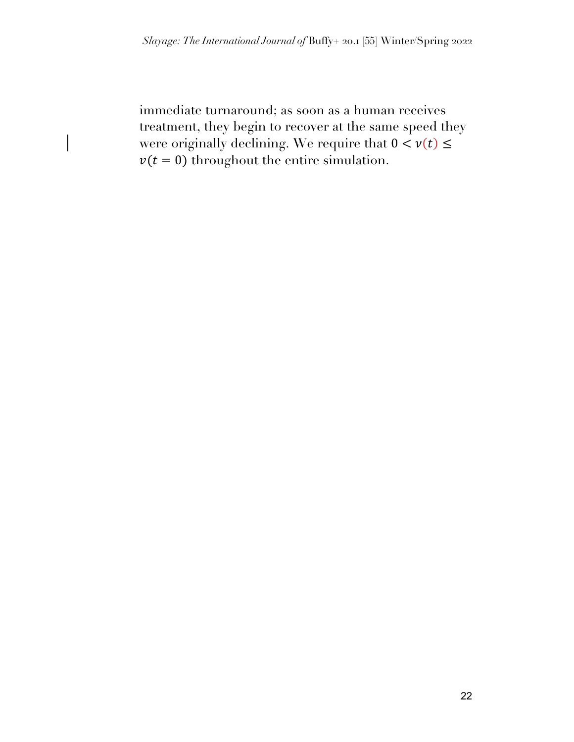immediate turnaround; as soon as a human receives treatment, they begin to recover at the same speed they were originally declining. We require that $0 < v(t) \leq v(t = 0)$ throughout the entire simulation.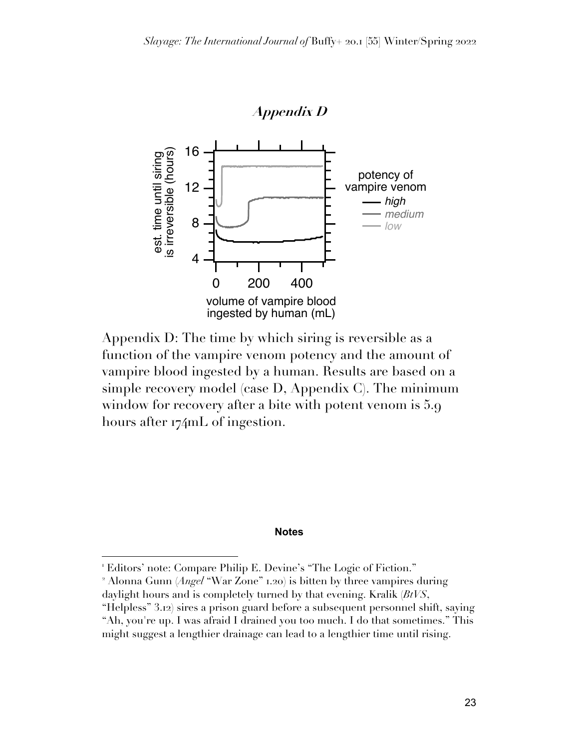## *Appendix D*

Appendix D: The time by which siring is reversible as a function of the vampire venom potency and the amount of vampire blood ingested by a human. Results are based on a simple recovery model (case D, Appendix C). The minimum window for recovery after a bite with potent venom is 5.9 hours after 174mL of ingestion.

**Notes**

[1] Editors' note: Compare Philip E. Devine's "The Logic of Fiction."

[2] Alonna Gunn (*Angel* "War Zone" 1.20) is bitten by three vampires during daylight hours and is completely turned by that evening. Kralik (*BtVS*, "Helpless" 3.12) sires a prison guard before a subsequent personnel shift, saying "Ah, you're up. I was afraid I drained you too much. I do that sometimes." This might suggest a lengthier drainage can lead to a lengthier time until rising.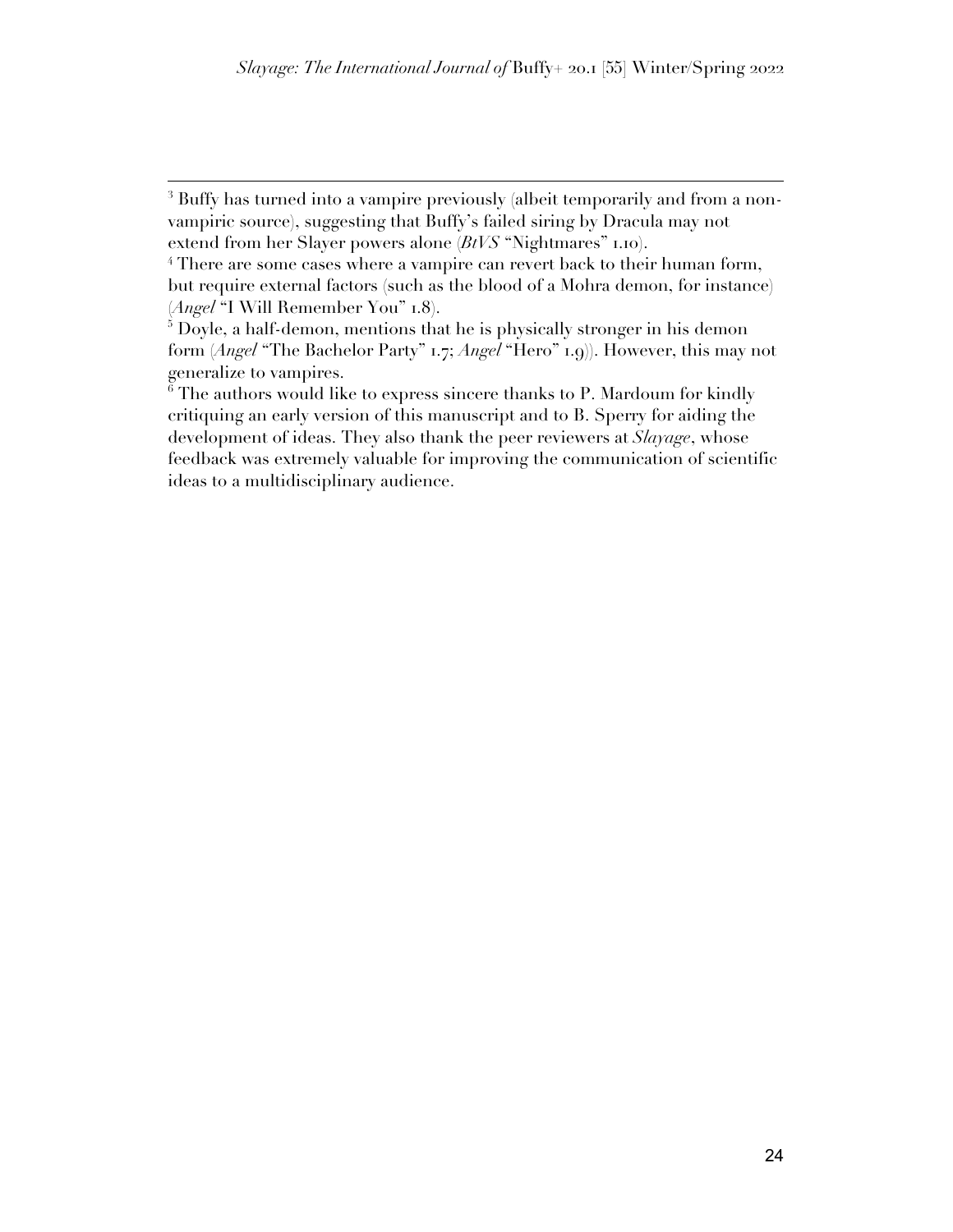[3] Buffy has turned into a vampire previously (albeit temporarily and from a non-vampiric source), suggesting that Buffy's failed siring by Dracula may not extend from her Slayer powers alone (*BtVS* "Nightmares" 1.10).

[4] There are some cases where a vampire can revert back to their human form, but require external factors (such as the blood of a Mohra demon, for instance) (*Angel* "I Will Remember You" 1.8).

[5] Doyle, a half-demon, mentions that he is physically stronger in his demon form (*Angel* "The Bachelor Party" 1.7; *Angel* "Hero" 1.9)). However, this may not generalize to vampires.

[6] The authors would like to express sincere thanks to P. Mardoum for kindly critiquing an early version of this manuscript and to B. Sperry for aiding the development of ideas. They also thank the peer reviewers at *Slayage*, whose feedback was extremely valuable for improving the communication of scientific ideas to a multidisciplinary audience.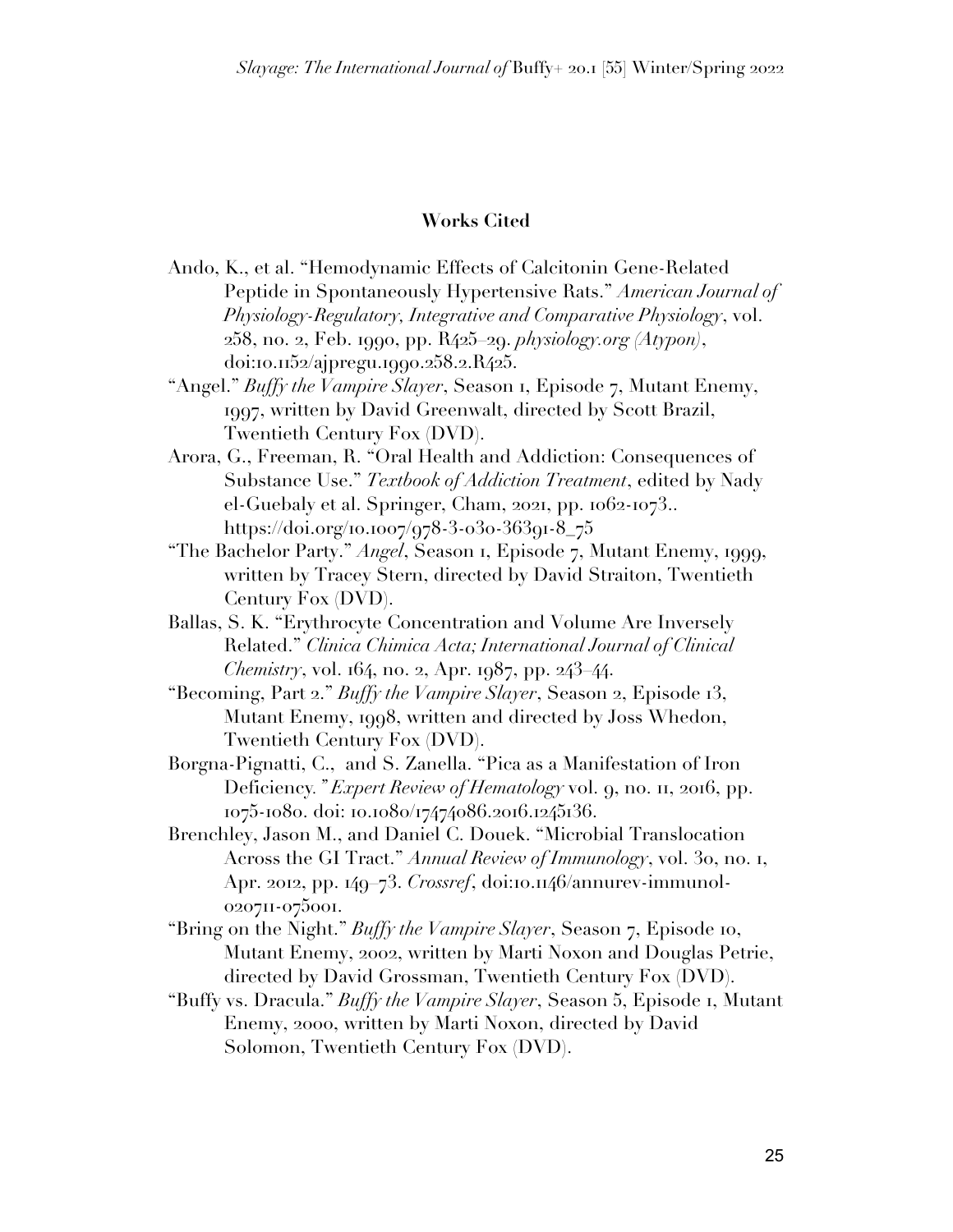## Works Cited

Ando, K., et al. "Hemodynamic Effects of Calcitonin Gene-Related Peptide in Spontaneously Hypertensive Rats." *American Journal of Physiology-Regulatory, Integrative and Comparative Physiology*, vol. 258, no. 2, Feb. 1990, pp. R425–29. *physiology.org (Atypon)*, doi:10.1152/ajpregu.1990.258.2.R425.

"Angel." *Buffy the Vampire Slayer*, Season 1, Episode 7, Mutant Enemy, 1997, written by David Greenwalt, directed by Scott Brazil, Twentieth Century Fox (DVD).

Arora, G., Freeman, R. "Oral Health and Addiction: Consequences of Substance Use." *Textbook of Addiction Treatment*, edited by Nady el-Guebaly et al. Springer, Cham, 2021, pp. 1062-1073.. https://doi.org/10.1007/978-3-030-36391-8_75

"The Bachelor Party." *Angel*, Season 1, Episode 7, Mutant Enemy, 1999, written by Tracey Stern, directed by David Straiton, Twentieth Century Fox (DVD).

Ballas, S. K. "Erythrocyte Concentration and Volume Are Inversely Related." *Clinica Chimica Acta; International Journal of Clinical Chemistry*, vol. 164, no. 2, Apr. 1987, pp. 243–44.

"Becoming, Part 2." *Buffy the Vampire Slayer*, Season 2, Episode 13, Mutant Enemy, 1998, written and directed by Joss Whedon, Twentieth Century Fox (DVD).

Borgna-Pignatti, C., and S. Zanella. "Pica as a Manifestation of Iron Deficiency. "*Expert Review of Hematology* vol. 9, no. 11, 2016, pp. 1075-1080. doi: 10.1080/17474086.2016.1245136.

Brenchley, Jason M., and Daniel C. Douek. "Microbial Translocation Across the GI Tract." *Annual Review of Immunology*, vol. 30, no. 1, Apr. 2012, pp. 149–73. *Crossref*, doi:10.1146/annurev-immunol-020711-075001.

"Bring on the Night." *Buffy the Vampire Slayer*, Season 7, Episode 10, Mutant Enemy, 2002, written by Marti Noxon and Douglas Petrie, directed by David Grossman, Twentieth Century Fox (DVD).

"Buffy vs. Dracula." *Buffy the Vampire Slayer*, Season 5, Episode 1, Mutant Enemy, 2000, written by Marti Noxon, directed by David Solomon, Twentieth Century Fox (DVD).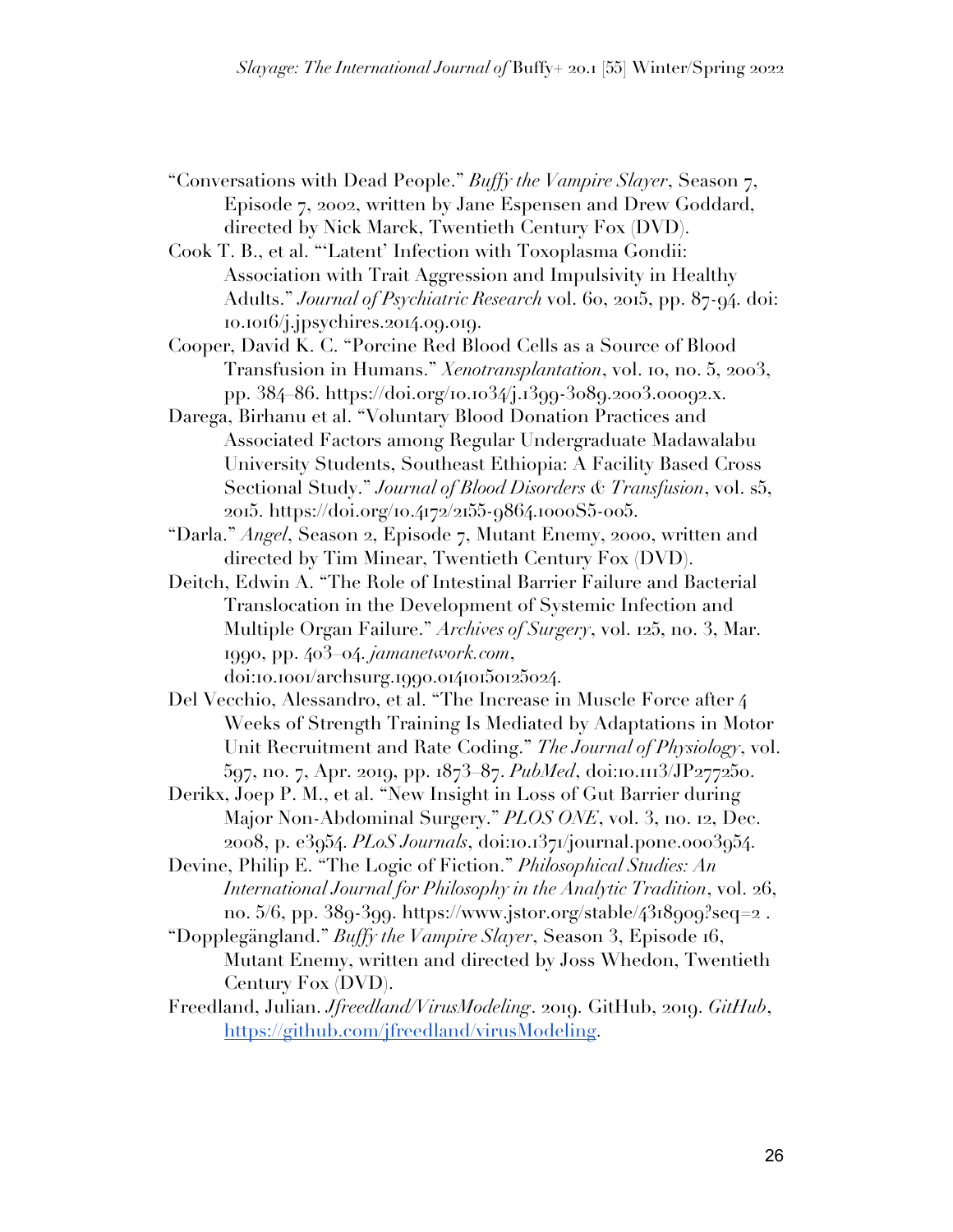"Conversations with Dead People." *Buffy the Vampire Slayer*, Season 7, Episode 7, 2002, written by Jane Espensen and Drew Goddard, directed by Nick Marck, Twentieth Century Fox (DVD).

Cook T. B., et al. "'Latent' Infection with Toxoplasma Gondii: Association with Trait Aggression and Impulsivity in Healthy Adults." *Journal of Psychiatric Research* vol. 60, 2015, pp. 87-94. doi: 10.1016/j.jpsychires.2014.09.019.

Cooper, David K. C. "Porcine Red Blood Cells as a Source of Blood Transfusion in Humans." *Xenotransplantation*, vol. 10, no. 5, 2003, pp. 384–86. https://doi.org/10.1034/j.1399-3089.2003.00092.x.

Darega, Birhanu et al. "Voluntary Blood Donation Practices and Associated Factors among Regular Undergraduate Madawalabu University Students, Southeast Ethiopia: A Facility Based Cross Sectional Study." *Journal of Blood Disorders & Transfusion*, vol. s5, 2015. https://doi.org/10.4172/2155-9864.1000S5-005.

"Darla." *Angel*, Season 2, Episode 7, Mutant Enemy, 2000, written and directed by Tim Minear, Twentieth Century Fox (DVD).

Deitch, Edwin A. "The Role of Intestinal Barrier Failure and Bacterial Translocation in the Development of Systemic Infection and Multiple Organ Failure." *Archives of Surgery*, vol. 125, no. 3, Mar. 1990, pp. 403–04. *jamanetwork.com*, doi:10.1001/archsurg.1990.01410150125024.

Del Vecchio, Alessandro, et al. "The Increase in Muscle Force after 4 Weeks of Strength Training Is Mediated by Adaptations in Motor Unit Recruitment and Rate Coding." *The Journal of Physiology*, vol. 597, no. 7, Apr. 2019, pp. 1873–87. *PubMed*, doi:10.1113/JP277250.

Derikx, Joep P. M., et al. "New Insight in Loss of Gut Barrier during Major Non-Abdominal Surgery." *PLOS ONE*, vol. 3, no. 12, Dec. 2008, p. e3954. *PLoS Journals*, doi:10.1371/journal.pone.0003954.

Devine, Philip E. "The Logic of Fiction." *Philosophical Studies: An International Journal for Philosophy in the Analytic Tradition*, vol. 26, no. 5/6, pp. 389-399. https://www.jstor.org/stable/4318909?seq=2 .

"Dopplegängland." *Buffy the Vampire Slayer*, Season 3, Episode 16, Mutant Enemy, written and directed by Joss Whedon, Twentieth Century Fox (DVD).

Freedland, Julian. *Jfreedland/VirusModeling*. 2019. GitHub, 2019. *GitHub*, https://github.com/jfreedland/virusModeling.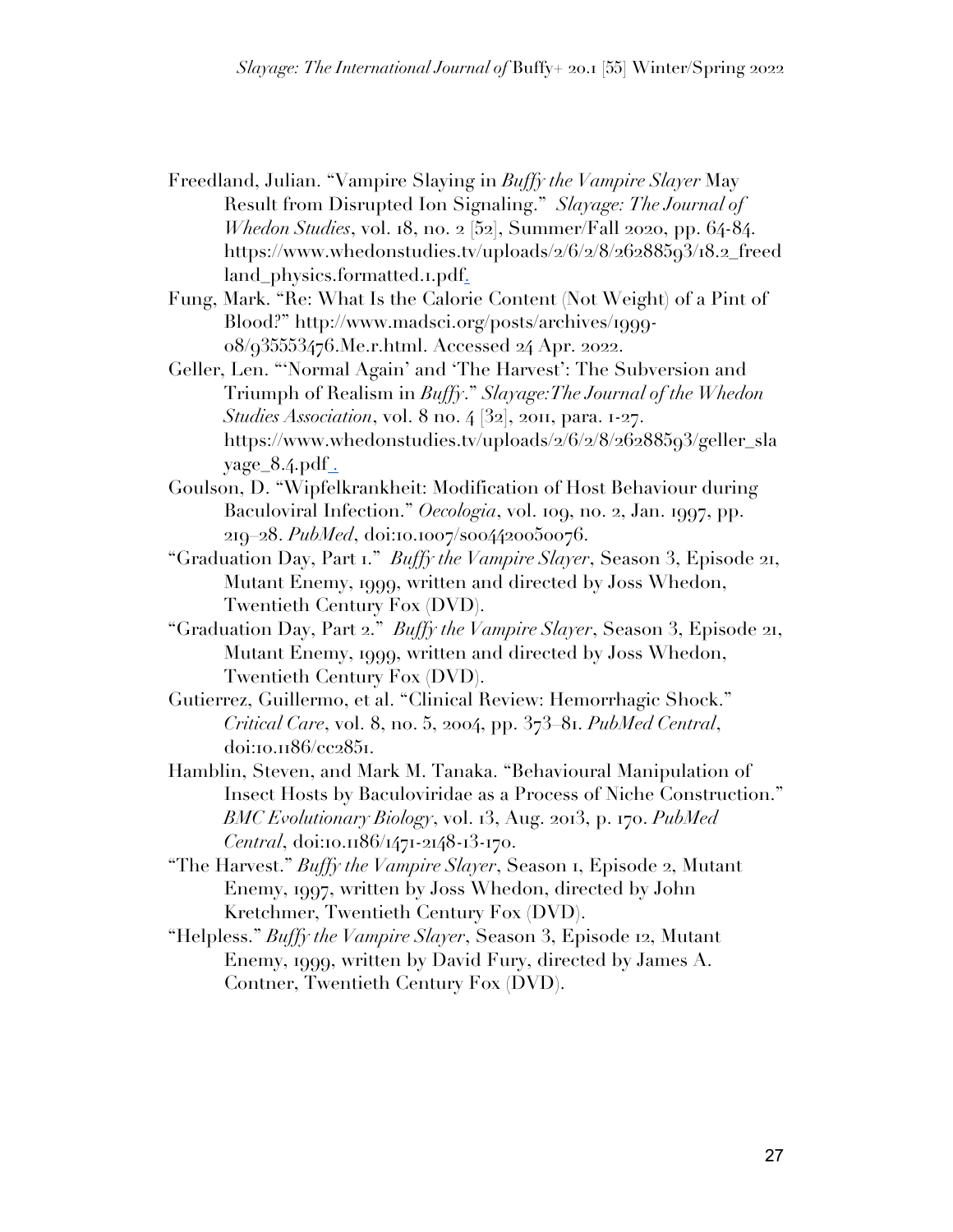Freedland, Julian. "Vampire Slaying in *Buffy the Vampire Slayer* May Result from Disrupted Ion Signaling." *Slayage: The Journal of Whedon Studies*, vol. 18, no. 2 [52], Summer/Fall 2020, pp. 64-84. https://www.whedonstudies.tv/uploads/2/6/2/8/26288593/18.2_freedland_physics.formatted.1.pdf.

Fung, Mark. "Re: What Is the Calorie Content (Not Weight) of a Pint of Blood?" http://www.madsci.org/posts/archives/1999-08/935553476.Me.r.html. Accessed 24 Apr. 2022.

Geller, Len. "'Normal Again' and 'The Harvest': The Subversion and Triumph of Realism in *Buffy*." *Slayage:The Journal of the Whedon Studies Association*, vol. 8 no. 4 [32], 2011, para. 1-27. https://www.whedonstudies.tv/uploads/2/6/2/8/26288593/geller_slayage_8.4.pdf .

Goulson, D. "Wipfelkrankheit: Modification of Host Behaviour during Baculoviral Infection." *Oecologia*, vol. 109, no. 2, Jan. 1997, pp. 219–28. *PubMed*, doi:10.1007/s004420050076.

"Graduation Day, Part 1." *Buffy the Vampire Slayer*, Season 3, Episode 21, Mutant Enemy, 1999, written and directed by Joss Whedon, Twentieth Century Fox (DVD).

"Graduation Day, Part 2." *Buffy the Vampire Slayer*, Season 3, Episode 21, Mutant Enemy, 1999, written and directed by Joss Whedon, Twentieth Century Fox (DVD).

Gutierrez, Guillermo, et al. "Clinical Review: Hemorrhagic Shock." *Critical Care*, vol. 8, no. 5, 2004, pp. 373–81. *PubMed Central*, doi:10.1186/cc2851.

Hamblin, Steven, and Mark M. Tanaka. "Behavioural Manipulation of Insect Hosts by Baculoviridae as a Process of Niche Construction." *BMC Evolutionary Biology*, vol. 13, Aug. 2013, p. 170. *PubMed Central*, doi:10.1186/1471-2148-13-170.

"The Harvest." *Buffy the Vampire Slayer*, Season 1, Episode 2, Mutant Enemy, 1997, written by Joss Whedon, directed by John Kretchmer, Twentieth Century Fox (DVD).

"Helpless." *Buffy the Vampire Slayer*, Season 3, Episode 12, Mutant Enemy, 1999, written by David Fury, directed by James A. Contner, Twentieth Century Fox (DVD).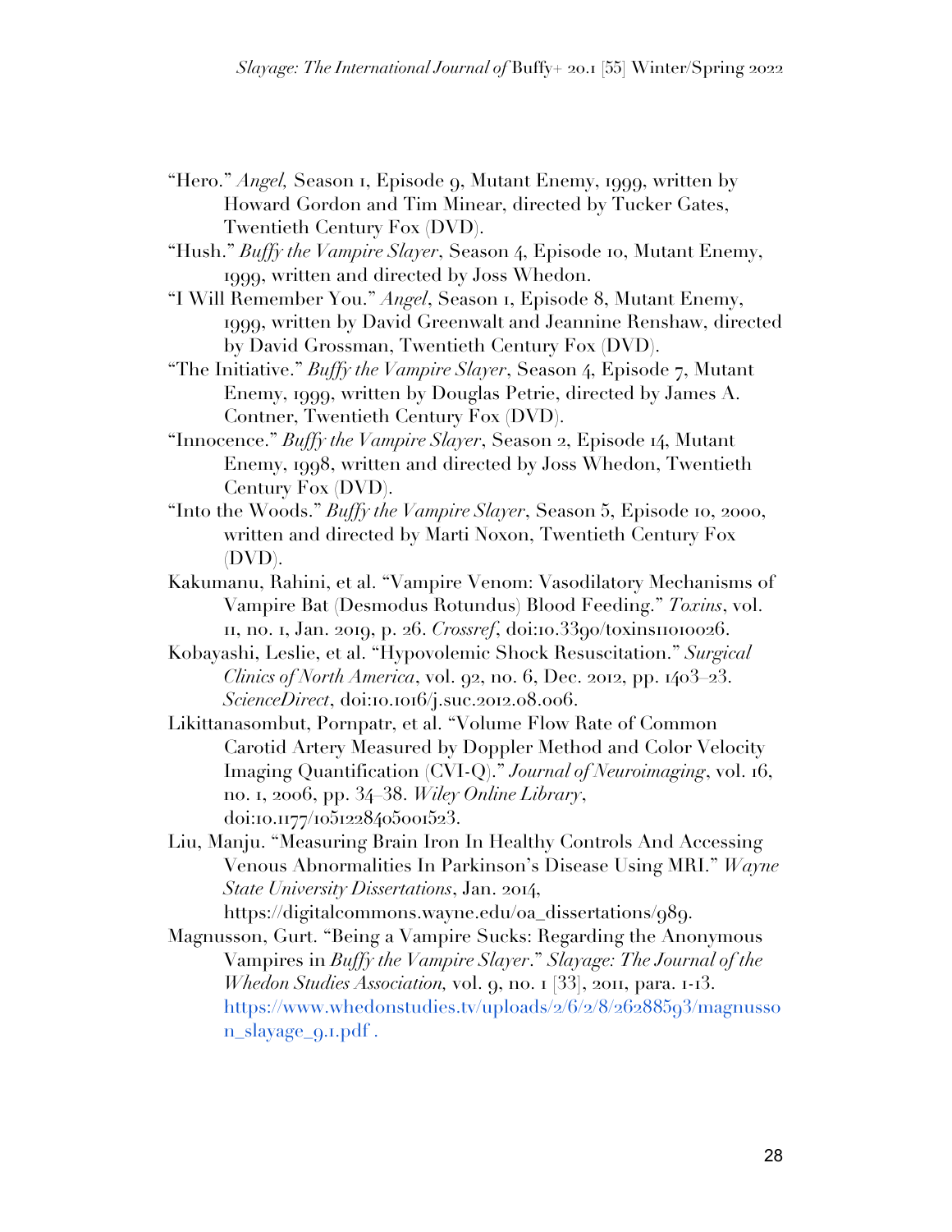"Hero." *Angel,* Season 1, Episode 9, Mutant Enemy, 1999, written by Howard Gordon and Tim Minear, directed by Tucker Gates, Twentieth Century Fox (DVD).

"Hush." *Buffy the Vampire Slayer*, Season 4, Episode 10, Mutant Enemy, 1999, written and directed by Joss Whedon.

"I Will Remember You." *Angel*, Season 1, Episode 8, Mutant Enemy, 1999, written by David Greenwalt and Jeannine Renshaw, directed by David Grossman, Twentieth Century Fox (DVD).

"The Initiative." *Buffy the Vampire Slayer*, Season 4, Episode 7, Mutant Enemy, 1999, written by Douglas Petrie, directed by James A. Contner, Twentieth Century Fox (DVD).

"Innocence." *Buffy the Vampire Slayer*, Season 2, Episode 14, Mutant Enemy, 1998, written and directed by Joss Whedon, Twentieth Century Fox (DVD).

"Into the Woods." *Buffy the Vampire Slayer*, Season 5, Episode 10, 2000, written and directed by Marti Noxon, Twentieth Century Fox (DVD).

Kakumanu, Rahini, et al. "Vampire Venom: Vasodilatory Mechanisms of Vampire Bat (Desmodus Rotundus) Blood Feeding." *Toxins*, vol. 11, no. 1, Jan. 2019, p. 26. *Crossref*, doi:10.3390/toxins11010026.

Kobayashi, Leslie, et al. "Hypovolemic Shock Resuscitation." *Surgical Clinics of North America*, vol. 92, no. 6, Dec. 2012, pp. 1403–23. *ScienceDirect*, doi:10.1016/j.suc.2012.08.006.

Likittanasombut, Pornpatr, et al. "Volume Flow Rate of Common Carotid Artery Measured by Doppler Method and Color Velocity Imaging Quantification (CVI-Q)." *Journal of Neuroimaging*, vol. 16, no. 1, 2006, pp. 34–38. *Wiley Online Library*, doi:10.1177/1051228405001523.

Liu, Manju. "Measuring Brain Iron In Healthy Controls And Accessing Venous Abnormalities In Parkinson's Disease Using MRI." *Wayne State University Dissertations*, Jan. 2014, https://digitalcommons.wayne.edu/oa_dissertations/989.

Magnusson, Gurt. "Being a Vampire Sucks: Regarding the Anonymous Vampires in *Buffy the Vampire Slayer*." *Slayage: The Journal of the Whedon Studies Association,* vol. 9, no. 1 [33], 2011, para. 1-13. https://www.whedonstudies.tv/uploads/2/6/2/8/26288593/magnusson_slayage_9.1.pdf .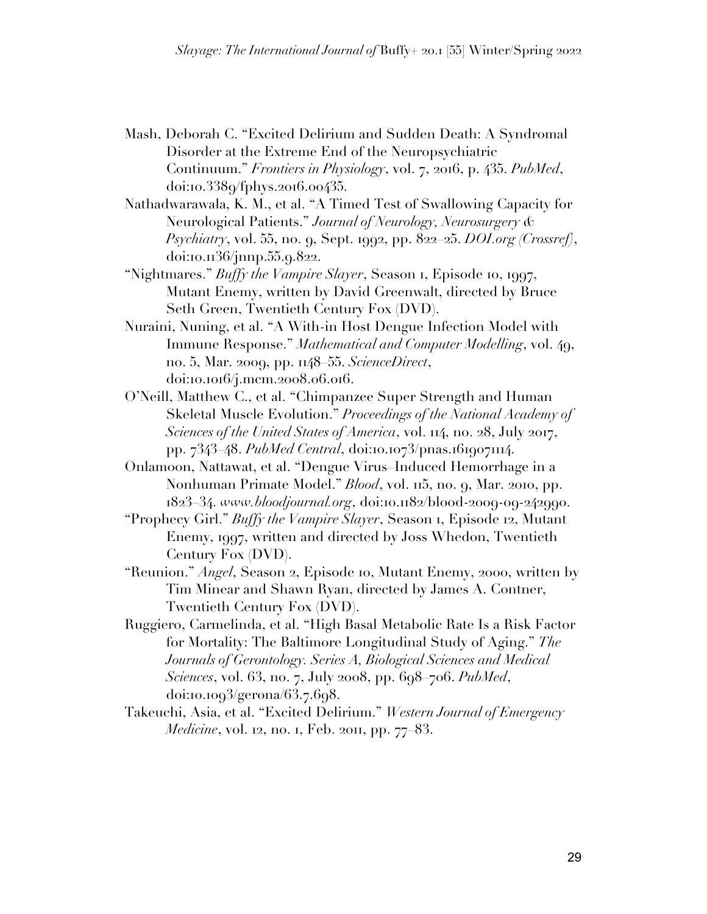Mash, Deborah C. "Excited Delirium and Sudden Death: A Syndromal Disorder at the Extreme End of the Neuropsychiatric Continuum." *Frontiers in Physiology*, vol. 7, 2016, p. 435. *PubMed*, doi:10.3389/fphys.2016.00435.

Nathadwarawala, K. M., et al. "A Timed Test of Swallowing Capacity for Neurological Patients." *Journal of Neurology, Neurosurgery & Psychiatry*, vol. 55, no. 9, Sept. 1992, pp. 822–25. *DOI.org (Crossref)*, doi:10.1136/jnnp.55.9.822.

"Nightmares." *Buffy the Vampire Slayer*, Season 1, Episode 10, 1997, Mutant Enemy, written by David Greenwalt, directed by Bruce Seth Green, Twentieth Century Fox (DVD).

Nuraini, Nuning, et al. "A With-in Host Dengue Infection Model with Immune Response." *Mathematical and Computer Modelling*, vol. 49, no. 5, Mar. 2009, pp. 1148–55. *ScienceDirect*, doi:10.1016/j.mcm.2008.06.016.

O'Neill, Matthew C., et al. "Chimpanzee Super Strength and Human Skeletal Muscle Evolution." *Proceedings of the National Academy of Sciences of the United States of America*, vol. 114, no. 28, July 2017, pp. 7343–48. *PubMed Central*, doi:10.1073/pnas.1619071114.

Onlamoon, Nattawat, et al. "Dengue Virus–Induced Hemorrhage in a Nonhuman Primate Model." *Blood*, vol. 115, no. 9, Mar. 2010, pp. 1823–34. *www.bloodjournal.org*, doi:10.1182/blood-2009-09-242990.

"Prophecy Girl." *Buffy the Vampire Slayer*, Season 1, Episode 12, Mutant Enemy, 1997, written and directed by Joss Whedon, Twentieth Century Fox (DVD).

"Reunion." *Angel*, Season 2, Episode 10, Mutant Enemy, 2000, written by Tim Minear and Shawn Ryan, directed by James A. Contner, Twentieth Century Fox (DVD).

Ruggiero, Carmelinda, et al. "High Basal Metabolic Rate Is a Risk Factor for Mortality: The Baltimore Longitudinal Study of Aging." *The Journals of Gerontology. Series A, Biological Sciences and Medical Sciences*, vol. 63, no. 7, July 2008, pp. 698–706. *PubMed*, doi:10.1093/gerona/63.7.698.

Takeuchi, Asia, et al. "Excited Delirium." *Western Journal of Emergency Medicine*, vol. 12, no. 1, Feb. 2011, pp. 77–83.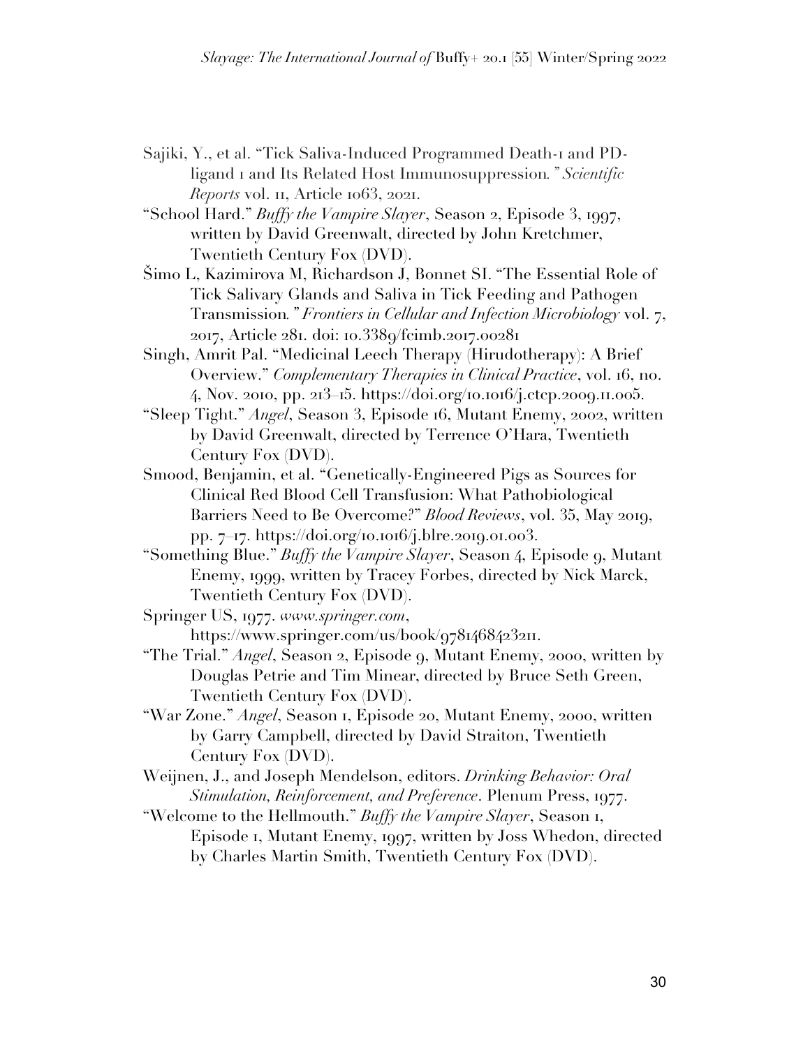Sajiki, Y., et al. "Tick Saliva-Induced Programmed Death-1 and PD-ligand 1 and Its Related Host Immunosuppression*.*" *Scientific Reports* vol. 11, Article 1063, 2021.

"School Hard." *Buffy the Vampire Slayer*, Season 2, Episode 3, 1997, written by David Greenwalt, directed by John Kretchmer, Twentieth Century Fox (DVD).

Šimo L, Kazimirova M, Richardson J, Bonnet SI. "The Essential Role of Tick Salivary Glands and Saliva in Tick Feeding and Pathogen Transmission*.*" *Frontiers in Cellular and Infection Microbiology* vol. 7, 2017, Article 281. doi: 10.3389/fcimb.2017.00281

Singh, Amrit Pal. "Medicinal Leech Therapy (Hirudotherapy): A Brief Overview." *Complementary Therapies in Clinical Practice*, vol. 16, no. 4, Nov. 2010, pp. 213–15. https://doi.org/10.1016/j.ctcp.2009.11.005.

"Sleep Tight." *Angel*, Season 3, Episode 16, Mutant Enemy, 2002, written by David Greenwalt, directed by Terrence O'Hara, Twentieth Century Fox (DVD).

Smood, Benjamin, et al. "Genetically-Engineered Pigs as Sources for Clinical Red Blood Cell Transfusion: What Pathobiological Barriers Need to Be Overcome?" *Blood Reviews*, vol. 35, May 2019, pp. 7–17. https://doi.org/10.1016/j.blre.2019.01.003.

"Something Blue." *Buffy the Vampire Slayer*, Season 4, Episode 9, Mutant Enemy, 1999, written by Tracey Forbes, directed by Nick Marck, Twentieth Century Fox (DVD).

Springer US, 1977. *www.springer.com*, https://www.springer.com/us/book/9781468423211.

"The Trial." *Angel*, Season 2, Episode 9, Mutant Enemy, 2000, written by Douglas Petrie and Tim Minear, directed by Bruce Seth Green, Twentieth Century Fox (DVD).

"War Zone." *Angel*, Season 1, Episode 20, Mutant Enemy, 2000, written by Garry Campbell, directed by David Straiton, Twentieth Century Fox (DVD).

Weijnen, J., and Joseph Mendelson, editors. *Drinking Behavior: Oral Stimulation, Reinforcement, and Preference*. Plenum Press, 1977.

"Welcome to the Hellmouth." *Buffy the Vampire Slayer*, Season 1, Episode 1, Mutant Enemy, 1997, written by Joss Whedon, directed by Charles Martin Smith, Twentieth Century Fox (DVD).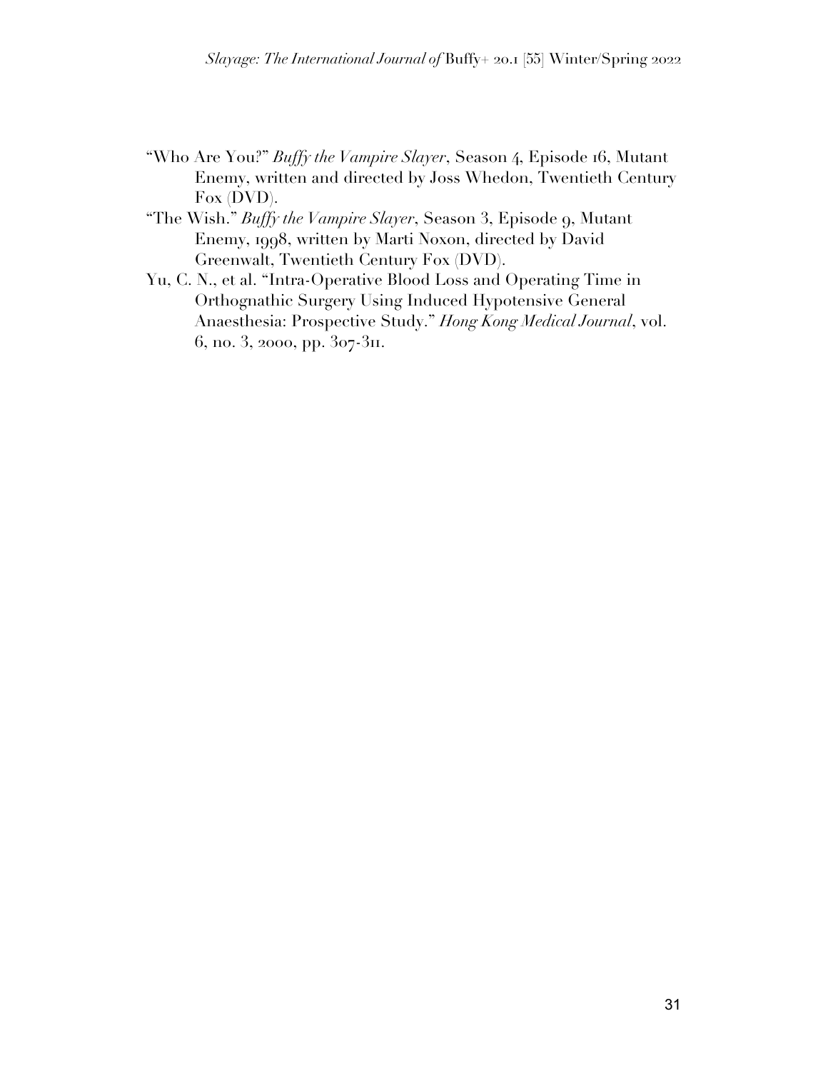"Who Are You?" *Buffy the Vampire Slayer*, Season 4, Episode 16, Mutant Enemy, written and directed by Joss Whedon, Twentieth Century Fox (DVD).

"The Wish." *Buffy the Vampire Slayer*, Season 3, Episode 9, Mutant Enemy, 1998, written by Marti Noxon, directed by David Greenwalt, Twentieth Century Fox (DVD).

Yu, C. N., et al. "Intra-Operative Blood Loss and Operating Time in Orthognathic Surgery Using Induced Hypotensive General Anaesthesia: Prospective Study." *Hong Kong Medical Journal*, vol. 6, no. 3, 2000, pp. 307-311.